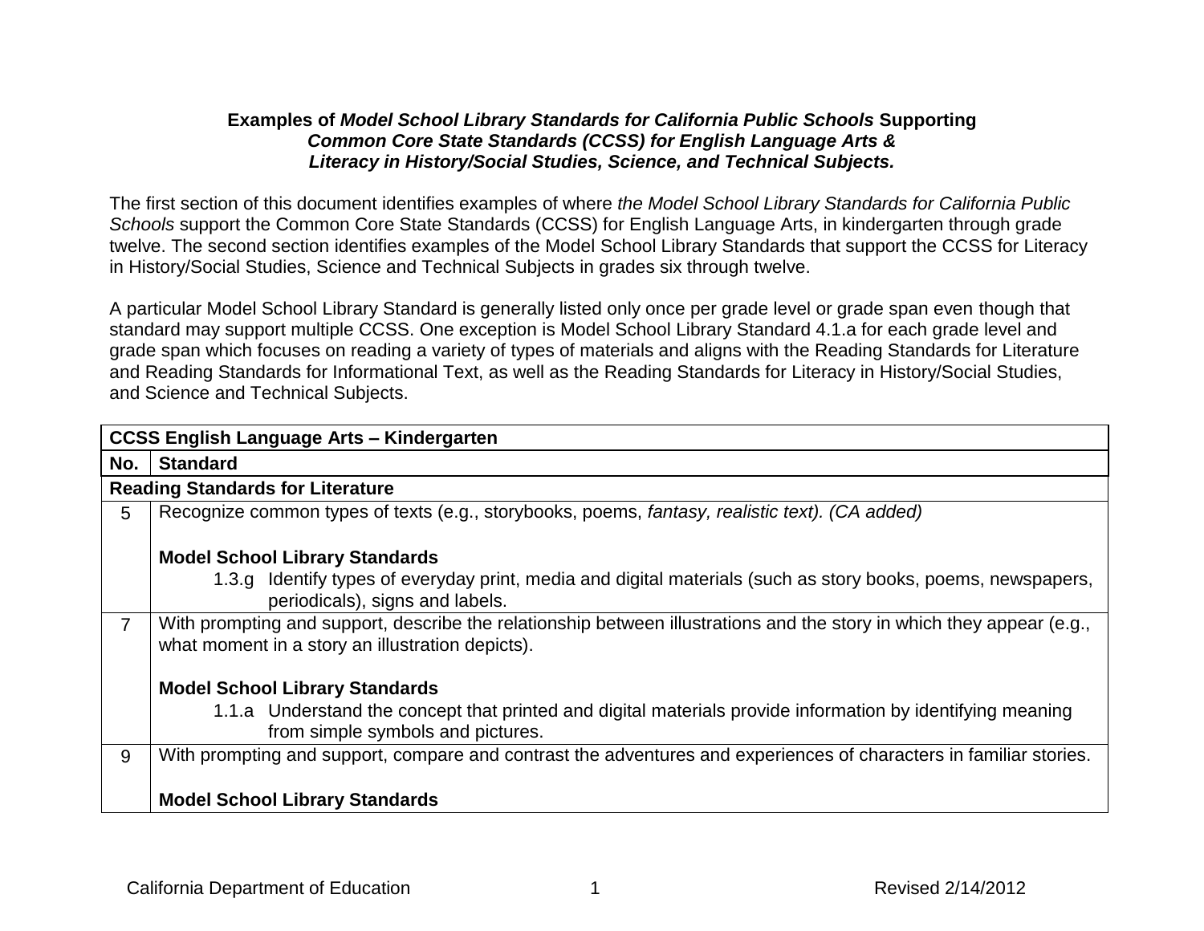# **Examples of *Model School Library Standards for California Public Schools* Supporting *Common Core State Standards (CCSS) for English Language Arts & Literacy in History/Social Studies, Science, and Technical Subjects.***

The first section of this document identifies examples of where *the Model School Library Standards for California Public Schools* support the Common Core State Standards (CCSS) for English Language Arts, in kindergarten through grade twelve. The second section identifies examples of the Model School Library Standards that support the CCSS for Literacy in History/Social Studies, Science and Technical Subjects in grades six through twelve.

A particular Model School Library Standard is generally listed only once per grade level or grade span even though that standard may support multiple CCSS. One exception is Model School Library Standard 4.1.a for each grade level and grade span which focuses on reading a variety of types of materials and aligns with the Reading Standards for Literature and Reading Standards for Informational Text, as well as the Reading Standards for Literacy in History/Social Studies, and Science and Technical Subjects.

| **CCSS English Language Arts – Kindergarten** | |
|---|---|
| **No.** | **Standard** |
| **Reading Standards for Literature** | |
| 5 | Recognize common types of texts (e.g., storybooks, poems, *fantasy, realistic text). (CA added)*<br><br>**Model School Library Standards**<br>1.3.g Identify types of everyday print, media and digital materials (such as story books, poems, newspapers, periodicals), signs and labels. |
| 7 | With prompting and support, describe the relationship between illustrations and the story in which they appear (e.g., what moment in a story an illustration depicts).<br><br>**Model School Library Standards**<br>1.1.a Understand the concept that printed and digital materials provide information by identifying meaning from simple symbols and pictures. |
| 9 | With prompting and support, compare and contrast the adventures and experiences of characters in familiar stories.<br><br>**Model School Library Standards** |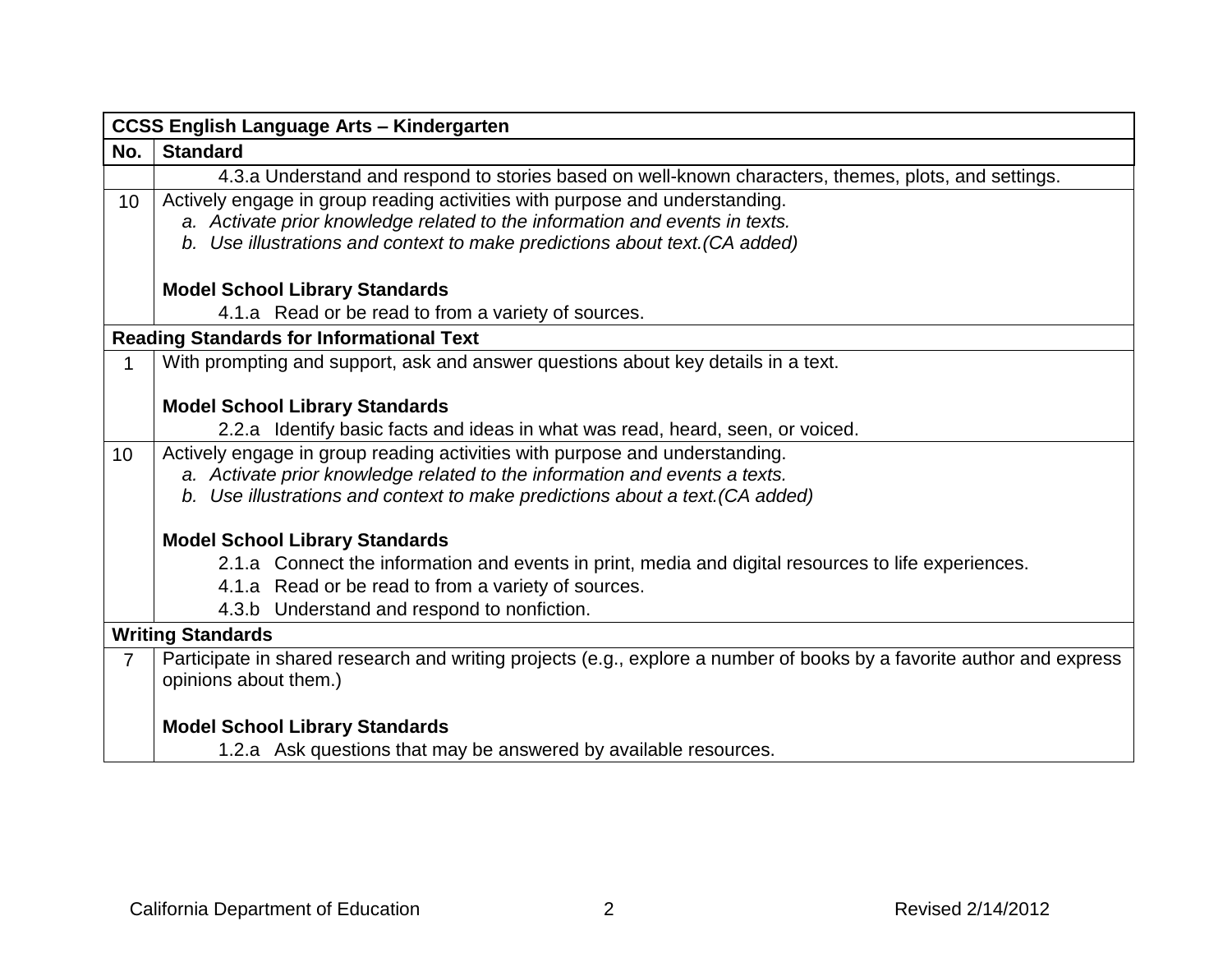| CCSS English Language Arts – Kindergarten | |
|---|---|
| **No.** | **Standard** |
| | 4.3.a Understand and respond to stories based on well-known characters, themes, plots, and settings. |
| 10 | Actively engage in group reading activities with purpose and understanding.<br>*a. Activate prior knowledge related to the information and events in texts.*<br>*b. Use illustrations and context to make predictions about text.(CA added)*<br><br>**Model School Library Standards**<br>4.1.a Read or be read to from a variety of sources. |
| **Reading Standards for Informational Text** | |
| 1 | With prompting and support, ask and answer questions about key details in a text.<br><br>**Model School Library Standards**<br>2.2.a Identify basic facts and ideas in what was read, heard, seen, or voiced. |
| 10 | Actively engage in group reading activities with purpose and understanding.<br>*a. Activate prior knowledge related to the information and events a texts.*<br>*b. Use illustrations and context to make predictions about a text.(CA added)*<br><br>**Model School Library Standards**<br>2.1.a Connect the information and events in print, media and digital resources to life experiences.<br>4.1.a Read or be read to from a variety of sources.<br>4.3.b Understand and respond to nonfiction. |
| **Writing Standards** | |
| 7 | Participate in shared research and writing projects (e.g., explore a number of books by a favorite author and express opinions about them.)<br><br>**Model School Library Standards**<br>1.2.a Ask questions that may be answered by available resources. |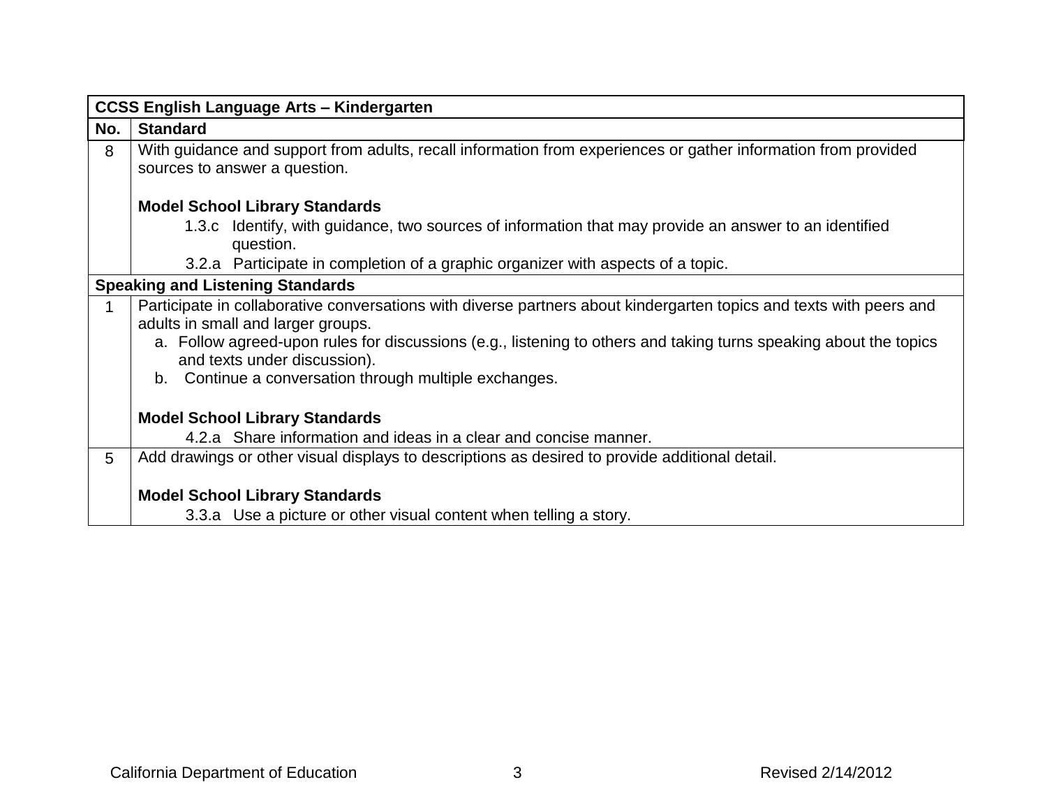| CCSS English Language Arts – Kindergarten | |
|---|---|
| **No.** | **Standard** |
| 8 | With guidance and support from adults, recall information from experiences or gather information from provided sources to answer a question.<br><br>**Model School Library Standards**<br>1.3.c Identify, with guidance, two sources of information that may provide an answer to an identified question.<br>3.2.a Participate in completion of a graphic organizer with aspects of a topic. |
| **Speaking and Listening Standards** | |
| 1 | Participate in collaborative conversations with diverse partners about kindergarten topics and texts with peers and adults in small and larger groups.<br>a. Follow agreed-upon rules for discussions (e.g., listening to others and taking turns speaking about the topics and texts under discussion).<br>b. Continue a conversation through multiple exchanges.<br><br>**Model School Library Standards**<br>4.2.a Share information and ideas in a clear and concise manner. |
| 5 | Add drawings or other visual displays to descriptions as desired to provide additional detail.<br><br>**Model School Library Standards**<br>3.3.a Use a picture or other visual content when telling a story. |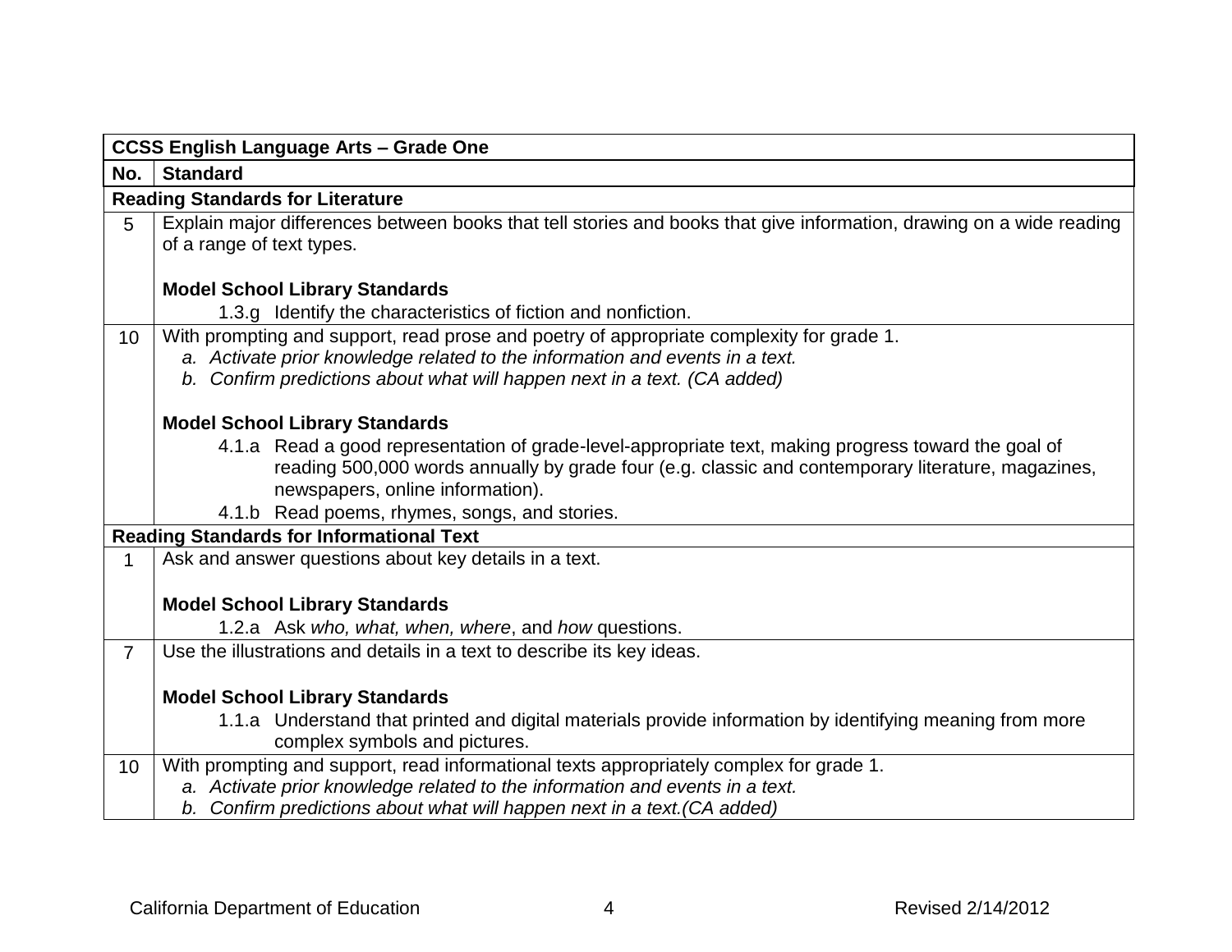| CCSS English Language Arts – Grade One | |
|---|---|
| **No.** | **Standard** |
| **Reading Standards for Literature** | |
| 5 | Explain major differences between books that tell stories and books that give information, drawing on a wide reading of a range of text types.<br><br>**Model School Library Standards**<br>1.3.g Identify the characteristics of fiction and nonfiction. |
| 10 | With prompting and support, read prose and poetry of appropriate complexity for grade 1.<br>*a. Activate prior knowledge related to the information and events in a text.*<br>*b. Confirm predictions about what will happen next in a text. (CA added)*<br><br>**Model School Library Standards**<br>4.1.a Read a good representation of grade-level-appropriate text, making progress toward the goal of reading 500,000 words annually by grade four (e.g. classic and contemporary literature, magazines, newspapers, online information).<br>4.1.b Read poems, rhymes, songs, and stories. |
| **Reading Standards for Informational Text** | |
| 1 | Ask and answer questions about key details in a text.<br><br>**Model School Library Standards**<br>1.2.a Ask *who, what, when, where*, and *how* questions. |
| 7 | Use the illustrations and details in a text to describe its key ideas.<br><br>**Model School Library Standards**<br>1.1.a Understand that printed and digital materials provide information by identifying meaning from more complex symbols and pictures. |
| 10 | With prompting and support, read informational texts appropriately complex for grade 1.<br>*a. Activate prior knowledge related to the information and events in a text.*<br>*b. Confirm predictions about what will happen next in a text.(CA added)* |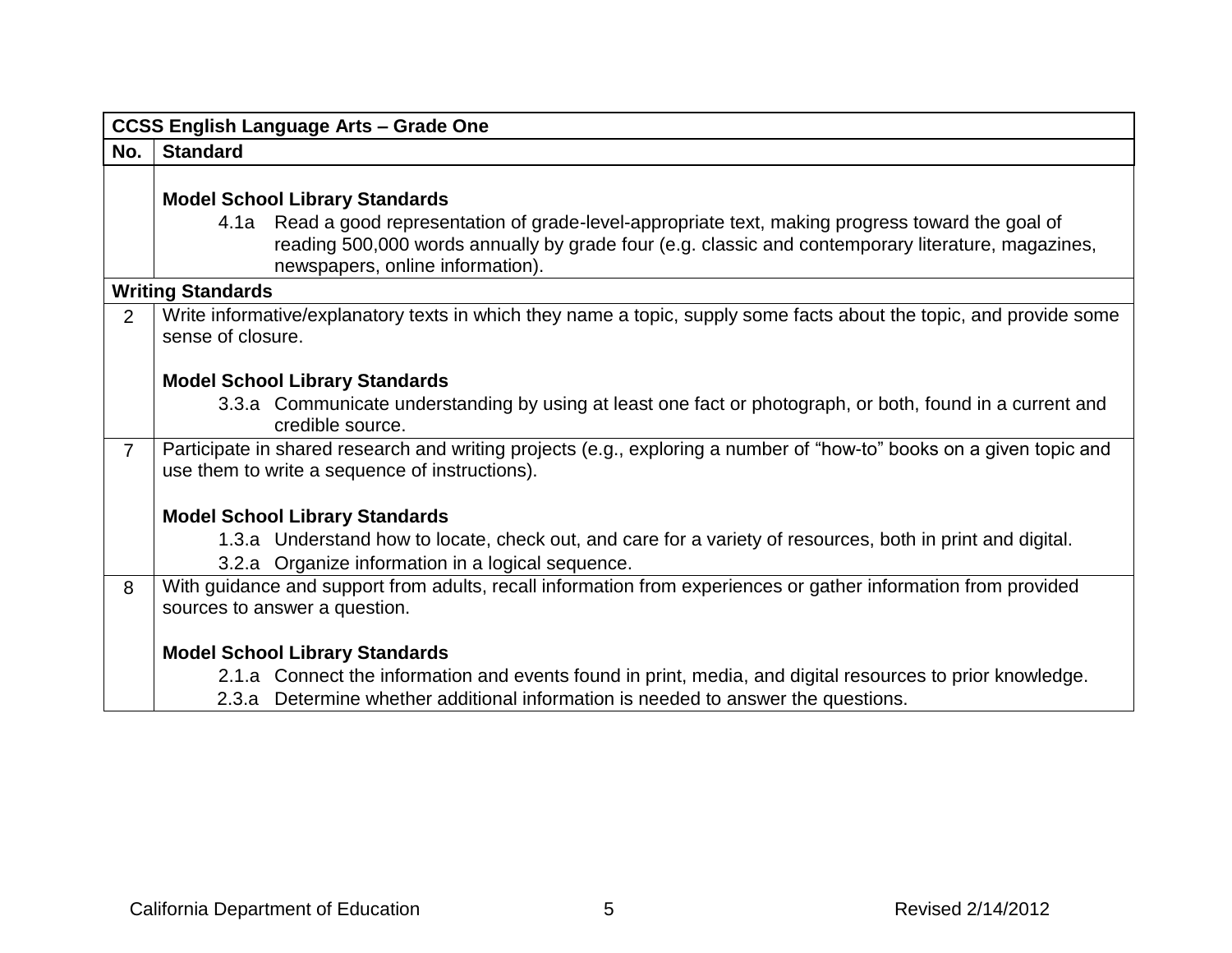| CCSS English Language Arts – Grade One | |
|---|---|
| **No.** | **Standard** |
| | **Model School Library Standards**<br>4.1a Read a good representation of grade-level-appropriate text, making progress toward the goal of reading 500,000 words annually by grade four (e.g. classic and contemporary literature, magazines, newspapers, online information). |
| **Writing Standards** | |
| 2 | Write informative/explanatory texts in which they name a topic, supply some facts about the topic, and provide some sense of closure.<br><br>**Model School Library Standards**<br>3.3.a Communicate understanding by using at least one fact or photograph, or both, found in a current and credible source. |
| 7 | Participate in shared research and writing projects (e.g., exploring a number of "how-to" books on a given topic and use them to write a sequence of instructions).<br><br>**Model School Library Standards**<br>1.3.a Understand how to locate, check out, and care for a variety of resources, both in print and digital.<br>3.2.a Organize information in a logical sequence. |
| 8 | With guidance and support from adults, recall information from experiences or gather information from provided sources to answer a question.<br><br>**Model School Library Standards**<br>2.1.a Connect the information and events found in print, media, and digital resources to prior knowledge.<br>2.3.a Determine whether additional information is needed to answer the questions. |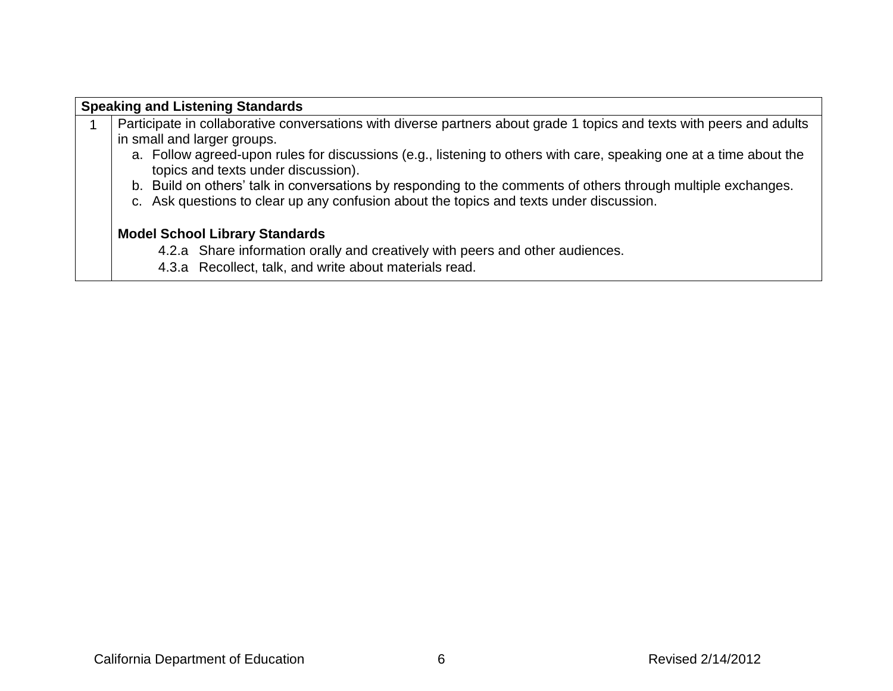| Speaking and Listening Standards | |
|---|---|
| 1 | Participate in collaborative conversations with diverse partners about grade 1 topics and texts with peers and adults in small and larger groups.<br>a. Follow agreed-upon rules for discussions (e.g., listening to others with care, speaking one at a time about the topics and texts under discussion).<br>b. Build on others' talk in conversations by responding to the comments of others through multiple exchanges.<br>c. Ask questions to clear up any confusion about the topics and texts under discussion.<br><br>**Model School Library Standards**<br>4.2.a Share information orally and creatively with peers and other audiences.<br>4.3.a Recollect, talk, and write about materials read. |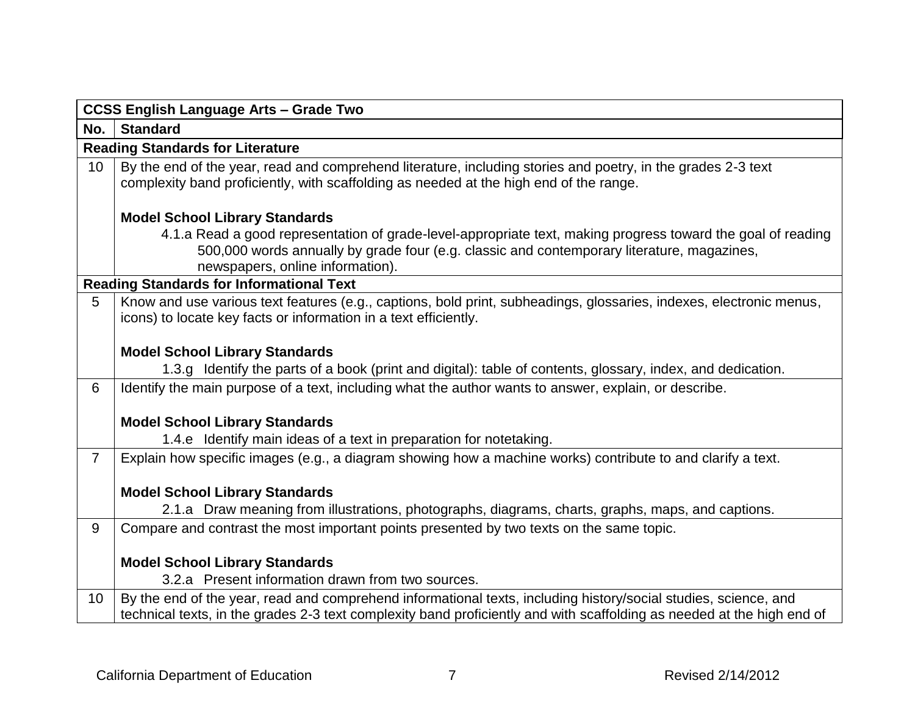| CCSS English Language Arts – Grade Two | |
|---|---|
| **No.** | **Standard** |
| **Reading Standards for Literature** | |
| 10 | By the end of the year, read and comprehend literature, including stories and poetry, in the grades 2-3 text complexity band proficiently, with scaffolding as needed at the high end of the range.<br><br>**Model School Library Standards**<br>4.1.a Read a good representation of grade-level-appropriate text, making progress toward the goal of reading 500,000 words annually by grade four (e.g. classic and contemporary literature, magazines, newspapers, online information). |
| **Reading Standards for Informational Text** | |
| 5 | Know and use various text features (e.g., captions, bold print, subheadings, glossaries, indexes, electronic menus, icons) to locate key facts or information in a text efficiently.<br><br>**Model School Library Standards**<br>1.3.g Identify the parts of a book (print and digital): table of contents, glossary, index, and dedication. |
| 6 | Identify the main purpose of a text, including what the author wants to answer, explain, or describe.<br><br>**Model School Library Standards**<br>1.4.e Identify main ideas of a text in preparation for notetaking. |
| 7 | Explain how specific images (e.g., a diagram showing how a machine works) contribute to and clarify a text.<br><br>**Model School Library Standards**<br>2.1.a Draw meaning from illustrations, photographs, diagrams, charts, graphs, maps, and captions. |
| 9 | Compare and contrast the most important points presented by two texts on the same topic.<br><br>**Model School Library Standards**<br>3.2.a Present information drawn from two sources. |
| 10 | By the end of the year, read and comprehend informational texts, including history/social studies, science, and technical texts, in the grades 2-3 text complexity band proficiently and with scaffolding as needed at the high end of |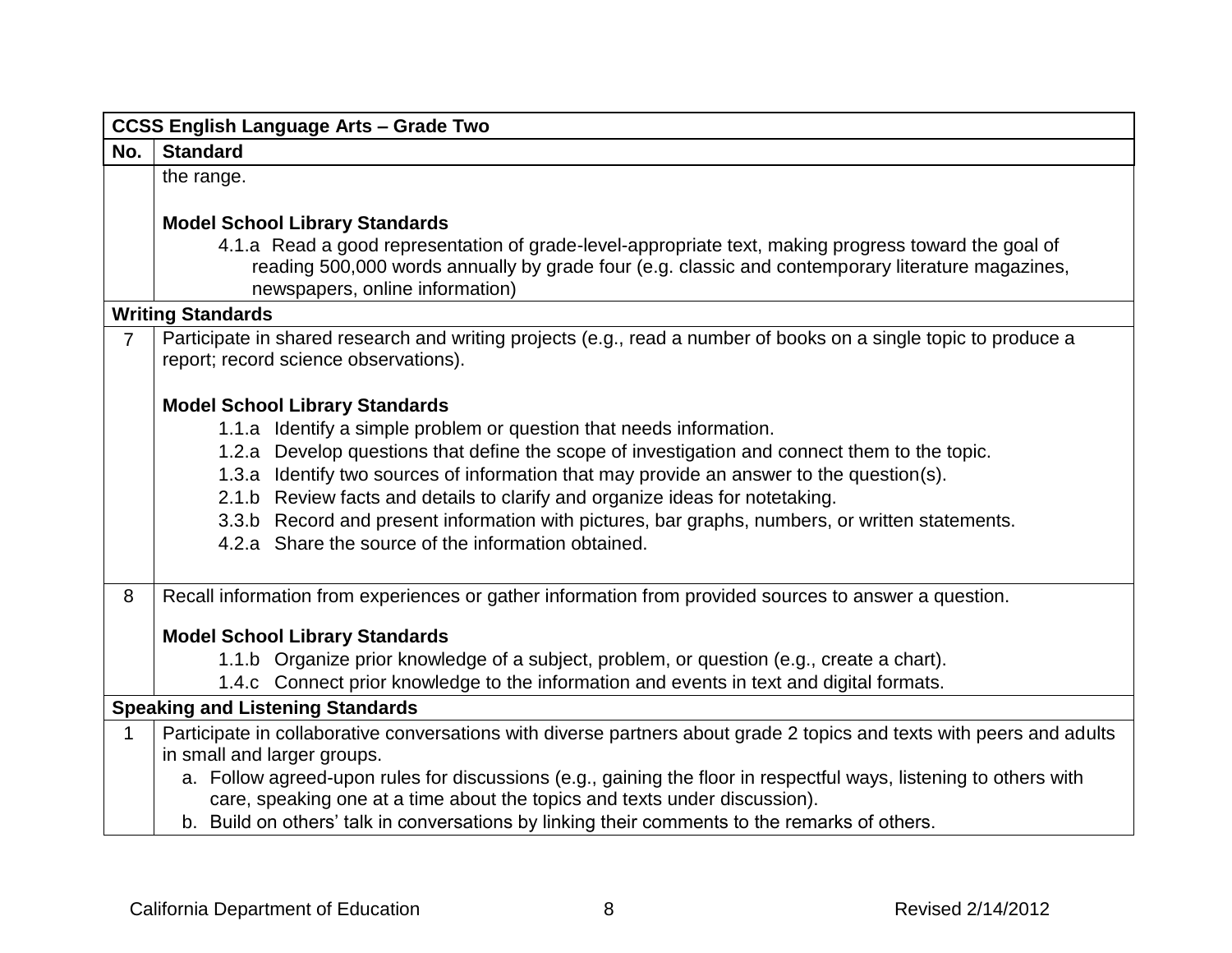| No. | Standard |
|---|---|
| **CCSS English Language Arts – Grade Two** | |
| | the range.<br><br>**Model School Library Standards**<br>4.1.a Read a good representation of grade-level-appropriate text, making progress toward the goal of reading 500,000 words annually by grade four (e.g. classic and contemporary literature magazines, newspapers, online information) |
| **Writing Standards** | |
| 7 | Participate in shared research and writing projects (e.g., read a number of books on a single topic to produce a report; record science observations).<br><br>**Model School Library Standards**<br>1.1.a Identify a simple problem or question that needs information.<br>1.2.a Develop questions that define the scope of investigation and connect them to the topic.<br>1.3.a Identify two sources of information that may provide an answer to the question(s).<br>2.1.b Review facts and details to clarify and organize ideas for notetaking.<br>3.3.b Record and present information with pictures, bar graphs, numbers, or written statements.<br>4.2.a Share the source of the information obtained. |
| 8 | Recall information from experiences or gather information from provided sources to answer a question.<br><br>**Model School Library Standards**<br>1.1.b Organize prior knowledge of a subject, problem, or question (e.g., create a chart).<br>1.4.c Connect prior knowledge to the information and events in text and digital formats. |
| **Speaking and Listening Standards** | |
| 1 | Participate in collaborative conversations with diverse partners about grade 2 topics and texts with peers and adults in small and larger groups.<br>a. Follow agreed-upon rules for discussions (e.g., gaining the floor in respectful ways, listening to others with care, speaking one at a time about the topics and texts under discussion).<br>b. Build on others' talk in conversations by linking their comments to the remarks of others. |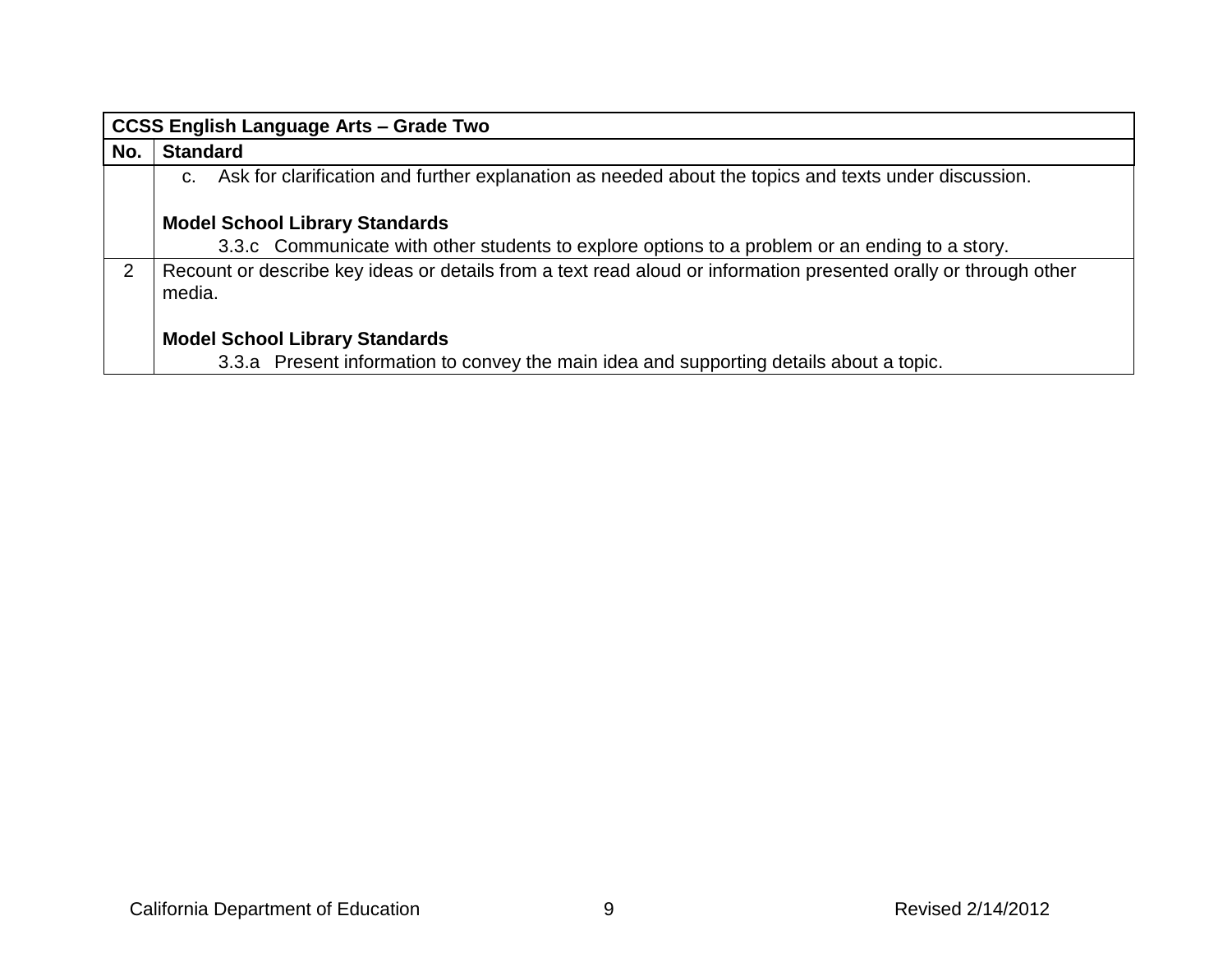| CCSS English Language Arts – Grade Two | |
|---|---|
| **No.** | **Standard** |
| | c. Ask for clarification and further explanation as needed about the topics and texts under discussion.<br><br>**Model School Library Standards**<br>3.3.c Communicate with other students to explore options to a problem or an ending to a story. |
| 2 | Recount or describe key ideas or details from a text read aloud or information presented orally or through other media.<br><br>**Model School Library Standards**<br>3.3.a Present information to convey the main idea and supporting details about a topic. |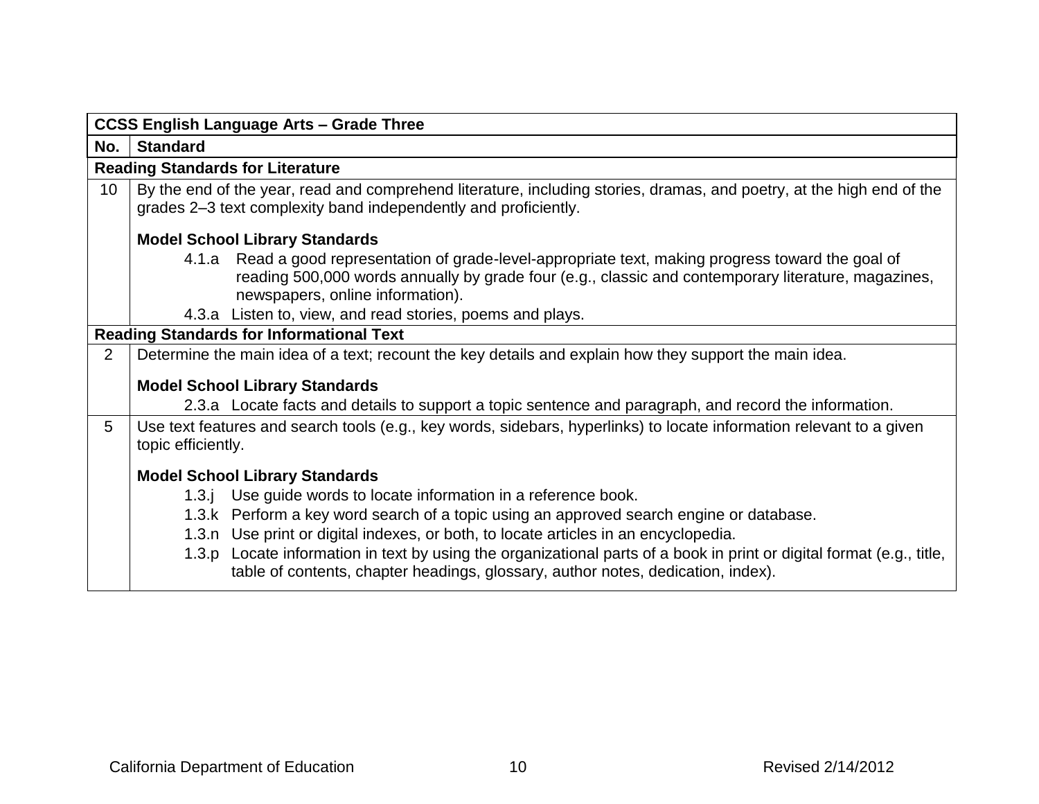| CCSS English Language Arts – Grade Three | |
|---|---|
| **No.** | **Standard** |
| **Reading Standards for Literature** | |
| 10 | By the end of the year, read and comprehend literature, including stories, dramas, and poetry, at the high end of the grades 2–3 text complexity band independently and proficiently.<br><br>**Model School Library Standards**<br>4.1.a Read a good representation of grade-level-appropriate text, making progress toward the goal of reading 500,000 words annually by grade four (e.g., classic and contemporary literature, magazines, newspapers, online information).<br>4.3.a Listen to, view, and read stories, poems and plays. |
| **Reading Standards for Informational Text** | |
| 2 | Determine the main idea of a text; recount the key details and explain how they support the main idea.<br><br>**Model School Library Standards**<br>2.3.a Locate facts and details to support a topic sentence and paragraph, and record the information. |
| 5 | Use text features and search tools (e.g., key words, sidebars, hyperlinks) to locate information relevant to a given topic efficiently.<br><br>**Model School Library Standards**<br>1.3.j Use guide words to locate information in a reference book.<br>1.3.k Perform a key word search of a topic using an approved search engine or database.<br>1.3.n Use print or digital indexes, or both, to locate articles in an encyclopedia.<br>1.3.p Locate information in text by using the organizational parts of a book in print or digital format (e.g., title, table of contents, chapter headings, glossary, author notes, dedication, index). |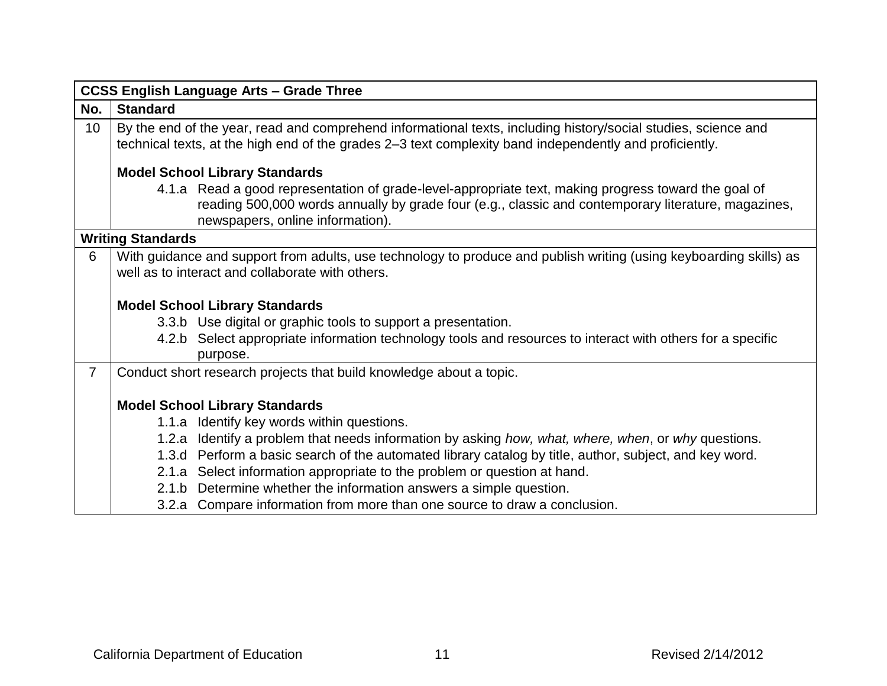| **CCSS English Language Arts – Grade Three** | |
|---|---|
| **No.** | **Standard** |
| 10 | By the end of the year, read and comprehend informational texts, including history/social studies, science and technical texts, at the high end of the grades 2–3 text complexity band independently and proficiently.<br><br>**Model School Library Standards**<br>4.1.a Read a good representation of grade-level-appropriate text, making progress toward the goal of reading 500,000 words annually by grade four (e.g., classic and contemporary literature, magazines, newspapers, online information). |
| **Writing Standards** | |
| 6 | With guidance and support from adults, use technology to produce and publish writing (using keyboarding skills) as well as to interact and collaborate with others.<br><br>**Model School Library Standards**<br>3.3.b Use digital or graphic tools to support a presentation.<br>4.2.b Select appropriate information technology tools and resources to interact with others for a specific purpose. |
| 7 | Conduct short research projects that build knowledge about a topic.<br><br>**Model School Library Standards**<br>1.1.a Identify key words within questions.<br>1.2.a Identify a problem that needs information by asking *how, what, where, when*, or *why* questions.<br>1.3.d Perform a basic search of the automated library catalog by title, author, subject, and key word.<br>2.1.a Select information appropriate to the problem or question at hand.<br>2.1.b Determine whether the information answers a simple question.<br>3.2.a Compare information from more than one source to draw a conclusion. |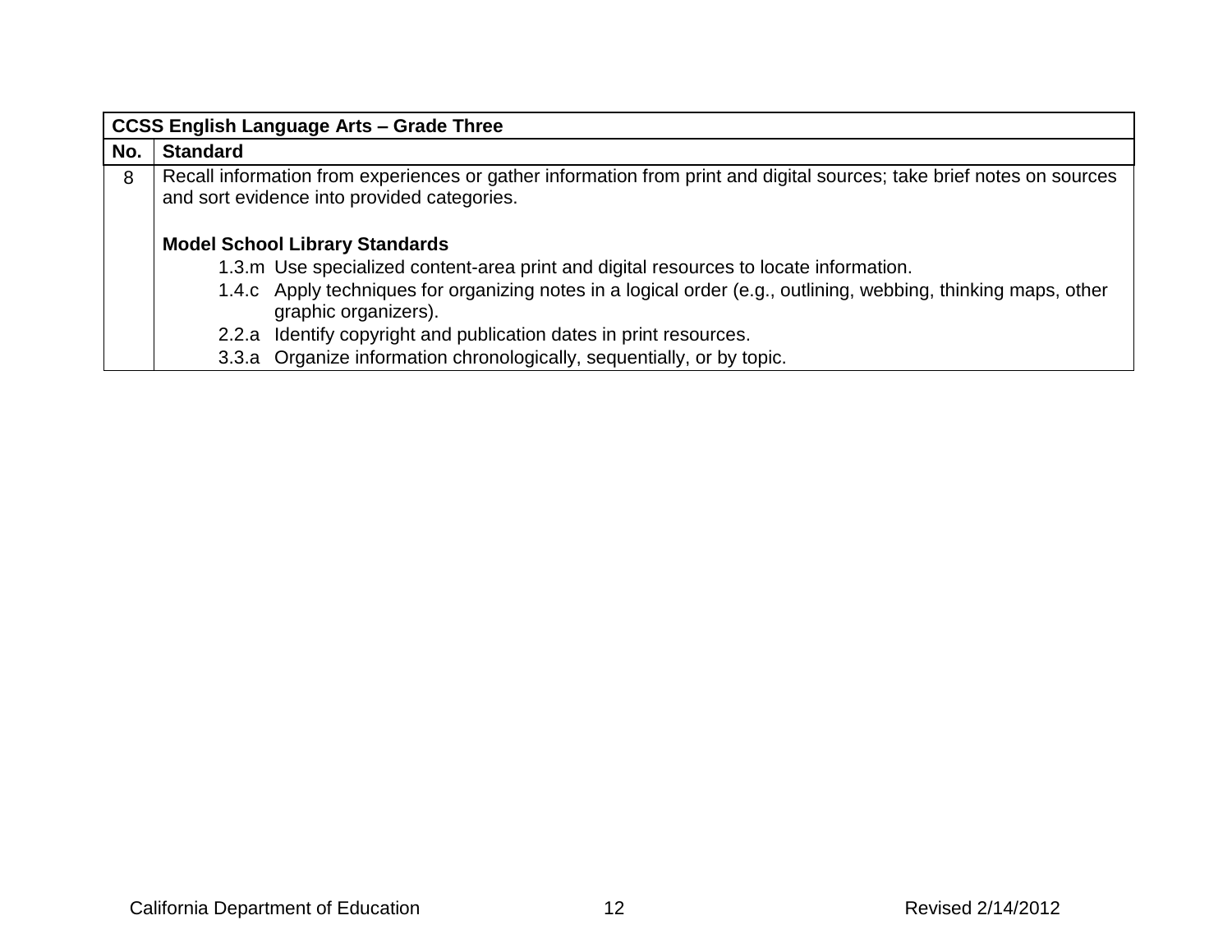| CCSS English Language Arts – Grade Three | |
|---|---|
| **No.** | **Standard** |
| 8 | Recall information from experiences or gather information from print and digital sources; take brief notes on sources and sort evidence into provided categories.<br><br>**Model School Library Standards**<br>1.3.m Use specialized content-area print and digital resources to locate information.<br>1.4.c Apply techniques for organizing notes in a logical order (e.g., outlining, webbing, thinking maps, other graphic organizers).<br>2.2.a Identify copyright and publication dates in print resources.<br>3.3.a Organize information chronologically, sequentially, or by topic. |

California Department of Education — Revised 2/14/2012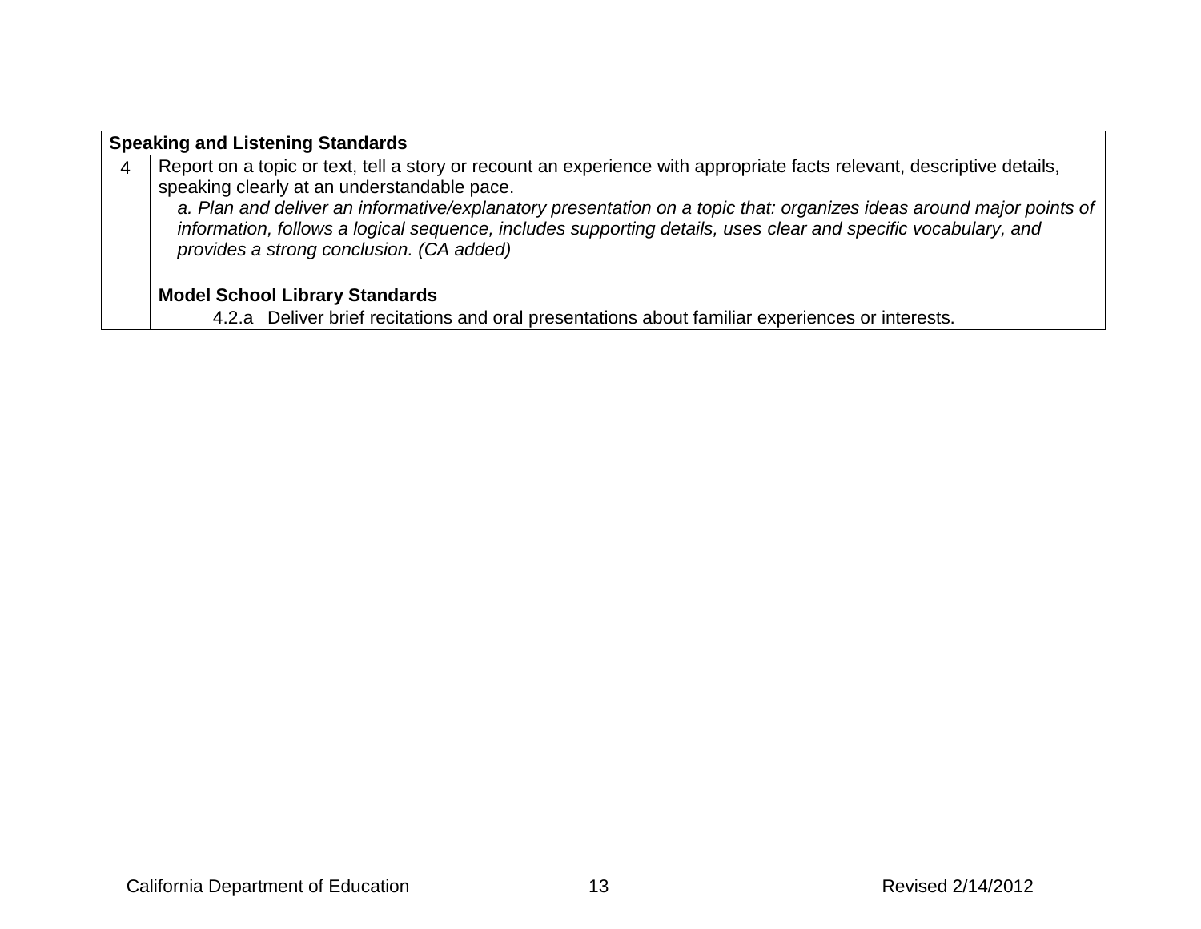| Speaking and Listening Standards | |
|---|---|
| 4 | Report on a topic or text, tell a story or recount an experience with appropriate facts relevant, descriptive details, speaking clearly at an understandable pace.<br>*a. Plan and deliver an informative/explanatory presentation on a topic that: organizes ideas around major points of information, follows a logical sequence, includes supporting details, uses clear and specific vocabulary, and provides a strong conclusion. (CA added)*<br><br>**Model School Library Standards**<br>4.2.a Deliver brief recitations and oral presentations about familiar experiences or interests. |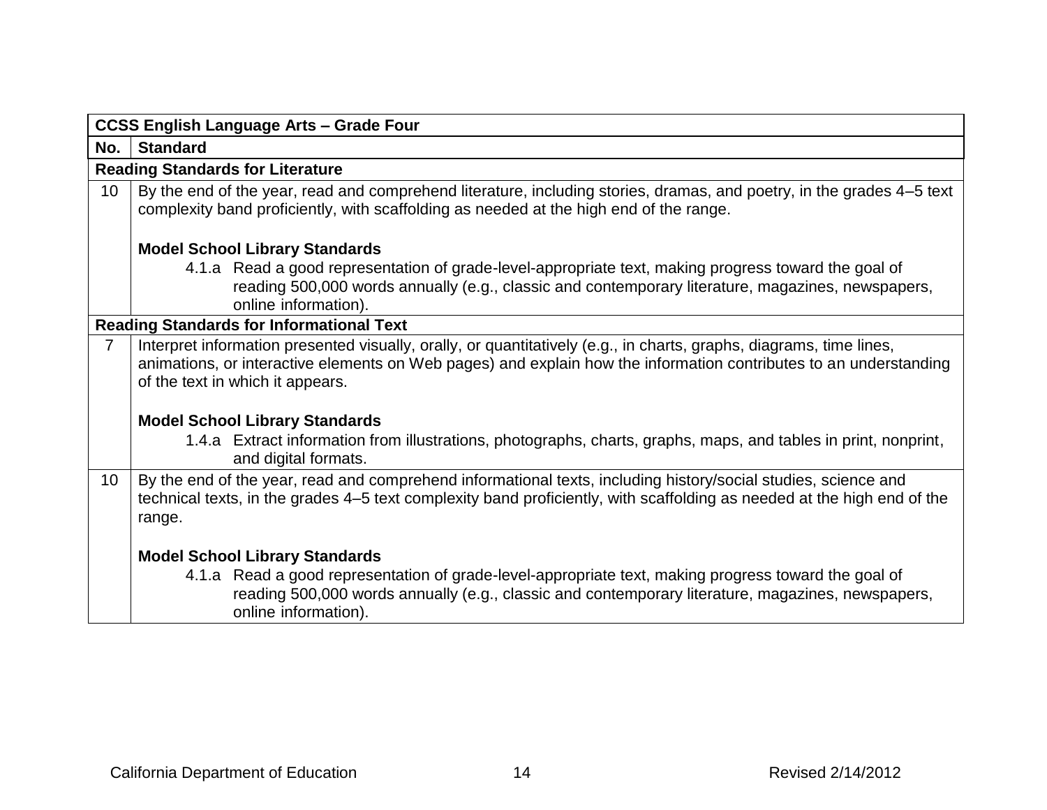| CCSS English Language Arts – Grade Four | |
|---|---|
| **No.** | **Standard** |
| **Reading Standards for Literature** | |
| 10 | By the end of the year, read and comprehend literature, including stories, dramas, and poetry, in the grades 4–5 text complexity band proficiently, with scaffolding as needed at the high end of the range.<br><br>**Model School Library Standards**<br>4.1.a Read a good representation of grade-level-appropriate text, making progress toward the goal of reading 500,000 words annually (e.g., classic and contemporary literature, magazines, newspapers, online information). |
| **Reading Standards for Informational Text** | |
| 7 | Interpret information presented visually, orally, or quantitatively (e.g., in charts, graphs, diagrams, time lines, animations, or interactive elements on Web pages) and explain how the information contributes to an understanding of the text in which it appears.<br><br>**Model School Library Standards**<br>1.4.a Extract information from illustrations, photographs, charts, graphs, maps, and tables in print, nonprint, and digital formats. |
| 10 | By the end of the year, read and comprehend informational texts, including history/social studies, science and technical texts, in the grades 4–5 text complexity band proficiently, with scaffolding as needed at the high end of the range.<br><br>**Model School Library Standards**<br>4.1.a Read a good representation of grade-level-appropriate text, making progress toward the goal of reading 500,000 words annually (e.g., classic and contemporary literature, magazines, newspapers, online information). |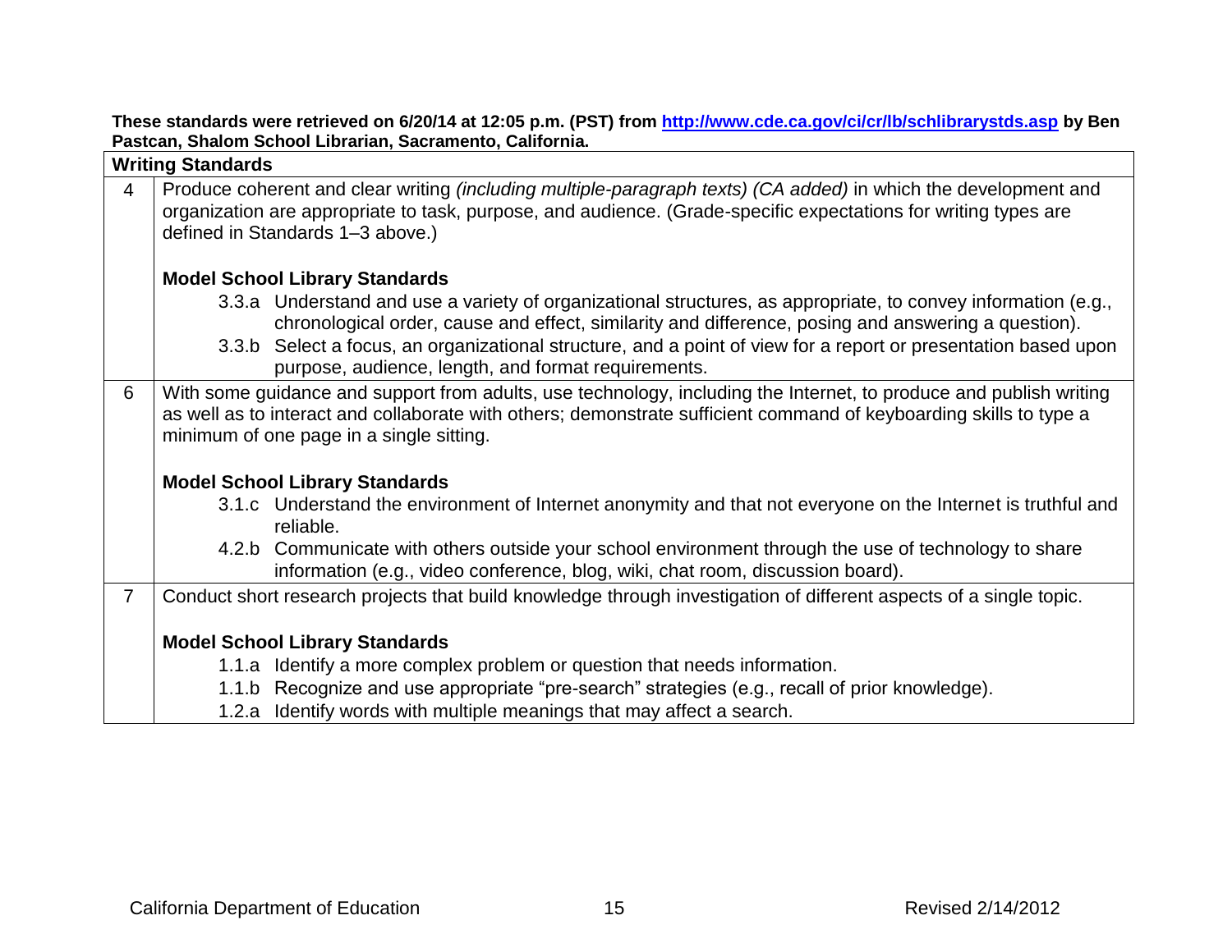**These standards were retrieved on 6/20/14 at 12:05 p.m. (PST) from [http://www.cde.ca.gov/ci/cr/lb/schlibrarystds.asp](http://www.cde.ca.gov/ci/cr/lb/schlibrarystds.asp) by Ben Pastcan, Shalom School Librarian, Sacramento, California.**

| **Writing Standards** | |
|---|---|
| 4 | Produce coherent and clear writing *(including multiple-paragraph texts) (CA added)* in which the development and organization are appropriate to task, purpose, and audience. (Grade-specific expectations for writing types are defined in Standards 1–3 above.)<br><br>**Model School Library Standards**<br>3.3.a Understand and use a variety of organizational structures, as appropriate, to convey information (e.g., chronological order, cause and effect, similarity and difference, posing and answering a question).<br>3.3.b Select a focus, an organizational structure, and a point of view for a report or presentation based upon purpose, audience, length, and format requirements. |
| 6 | With some guidance and support from adults, use technology, including the Internet, to produce and publish writing as well as to interact and collaborate with others; demonstrate sufficient command of keyboarding skills to type a minimum of one page in a single sitting.<br><br>**Model School Library Standards**<br>3.1.c Understand the environment of Internet anonymity and that not everyone on the Internet is truthful and reliable.<br>4.2.b Communicate with others outside your school environment through the use of technology to share information (e.g., video conference, blog, wiki, chat room, discussion board). |
| 7 | Conduct short research projects that build knowledge through investigation of different aspects of a single topic.<br><br>**Model School Library Standards**<br>1.1.a Identify a more complex problem or question that needs information.<br>1.1.b Recognize and use appropriate "pre-search" strategies (e.g., recall of prior knowledge).<br>1.2.a Identify words with multiple meanings that may affect a search. |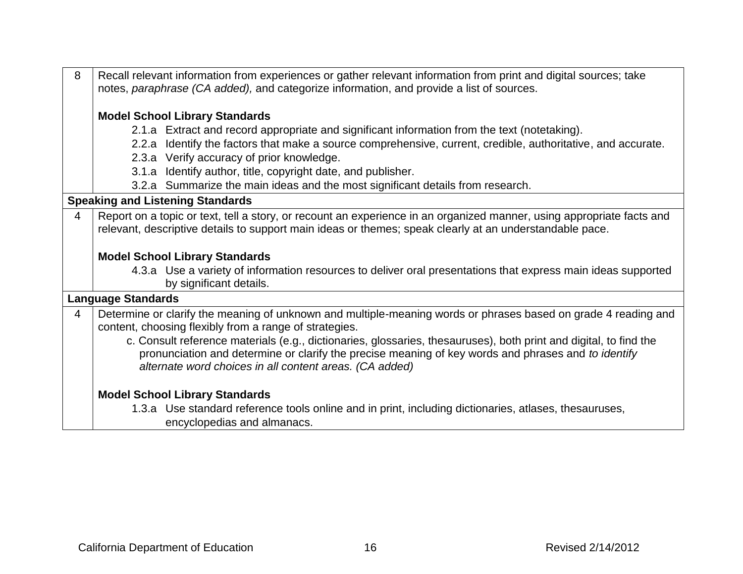| | |
|---|---|
| 8 | Recall relevant information from experiences or gather relevant information from print and digital sources; take notes, *paraphrase (CA added),* and categorize information, and provide a list of sources.<br><br>**Model School Library Standards**<br>2.1.a Extract and record appropriate and significant information from the text (notetaking).<br>2.2.a Identify the factors that make a source comprehensive, current, credible, authoritative, and accurate.<br>2.3.a Verify accuracy of prior knowledge.<br>3.1.a Identify author, title, copyright date, and publisher.<br>3.2.a Summarize the main ideas and the most significant details from research. |
| **Speaking and Listening Standards** | |
| 4 | Report on a topic or text, tell a story, or recount an experience in an organized manner, using appropriate facts and relevant, descriptive details to support main ideas or themes; speak clearly at an understandable pace.<br><br>**Model School Library Standards**<br>4.3.a Use a variety of information resources to deliver oral presentations that express main ideas supported by significant details. |
| **Language Standards** | |
| 4 | Determine or clarify the meaning of unknown and multiple-meaning words or phrases based on grade 4 reading and content, choosing flexibly from a range of strategies.<br>c. Consult reference materials (e.g., dictionaries, glossaries, thesauruses), both print and digital, to find the pronunciation and determine or clarify the precise meaning of key words and phrases and *to identify alternate word choices in all content areas. (CA added)*<br><br>**Model School Library Standards**<br>1.3.a Use standard reference tools online and in print, including dictionaries, atlases, thesauruses, encyclopedias and almanacs. |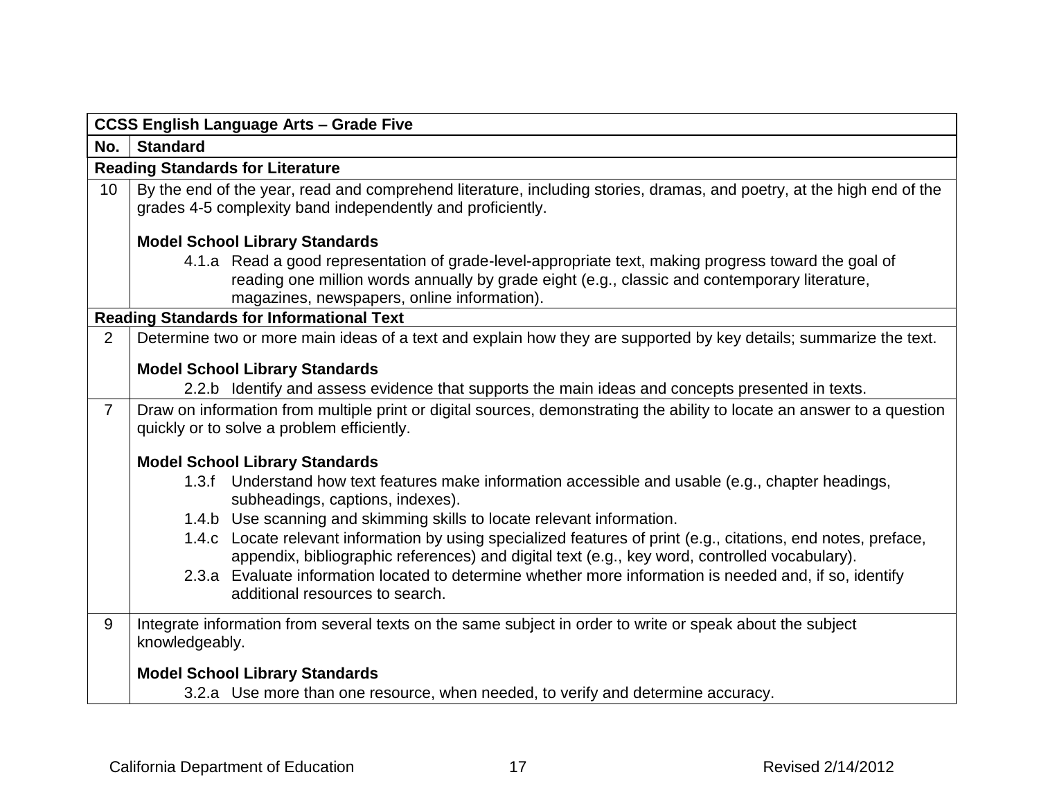| CCSS English Language Arts – Grade Five | |
|---|---|
| **No.** | **Standard** |
| **Reading Standards for Literature** | |
| 10 | By the end of the year, read and comprehend literature, including stories, dramas, and poetry, at the high end of the grades 4-5 complexity band independently and proficiently.<br><br>**Model School Library Standards**<br>4.1.a Read a good representation of grade-level-appropriate text, making progress toward the goal of reading one million words annually by grade eight (e.g., classic and contemporary literature, magazines, newspapers, online information). |
| **Reading Standards for Informational Text** | |
| 2 | Determine two or more main ideas of a text and explain how they are supported by key details; summarize the text.<br><br>**Model School Library Standards**<br>2.2.b Identify and assess evidence that supports the main ideas and concepts presented in texts. |
| 7 | Draw on information from multiple print or digital sources, demonstrating the ability to locate an answer to a question quickly or to solve a problem efficiently.<br><br>**Model School Library Standards**<br>1.3.f Understand how text features make information accessible and usable (e.g., chapter headings, subheadings, captions, indexes).<br>1.4.b Use scanning and skimming skills to locate relevant information.<br>1.4.c Locate relevant information by using specialized features of print (e.g., citations, end notes, preface, appendix, bibliographic references) and digital text (e.g., key word, controlled vocabulary).<br>2.3.a Evaluate information located to determine whether more information is needed and, if so, identify additional resources to search. |
| 9 | Integrate information from several texts on the same subject in order to write or speak about the subject knowledgeably.<br><br>**Model School Library Standards**<br>3.2.a Use more than one resource, when needed, to verify and determine accuracy. |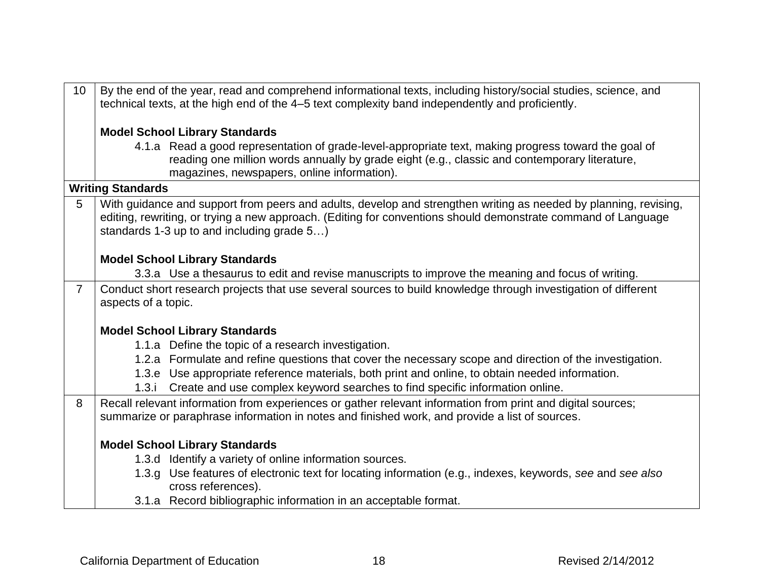| | |
|---|---|
| 10 | By the end of the year, read and comprehend informational texts, including history/social studies, science, and technical texts, at the high end of the 4–5 text complexity band independently and proficiently.<br><br>**Model School Library Standards**<br>4.1.a Read a good representation of grade-level-appropriate text, making progress toward the goal of reading one million words annually by grade eight (e.g., classic and contemporary literature, magazines, newspapers, online information). |
| **Writing Standards** | |
| 5 | With guidance and support from peers and adults, develop and strengthen writing as needed by planning, revising, editing, rewriting, or trying a new approach. (Editing for conventions should demonstrate command of Language standards 1-3 up to and including grade 5…)<br><br>**Model School Library Standards**<br>3.3.a Use a thesaurus to edit and revise manuscripts to improve the meaning and focus of writing. |
| 7 | Conduct short research projects that use several sources to build knowledge through investigation of different aspects of a topic.<br><br>**Model School Library Standards**<br>1.1.a Define the topic of a research investigation.<br>1.2.a Formulate and refine questions that cover the necessary scope and direction of the investigation.<br>1.3.e Use appropriate reference materials, both print and online, to obtain needed information.<br>1.3.i Create and use complex keyword searches to find specific information online. |
| 8 | Recall relevant information from experiences or gather relevant information from print and digital sources; summarize or paraphrase information in notes and finished work, and provide a list of sources.<br><br>**Model School Library Standards**<br>1.3.d Identify a variety of online information sources.<br>1.3.g Use features of electronic text for locating information (e.g., indexes, keywords, *see* and *see also* cross references).<br>3.1.a Record bibliographic information in an acceptable format. |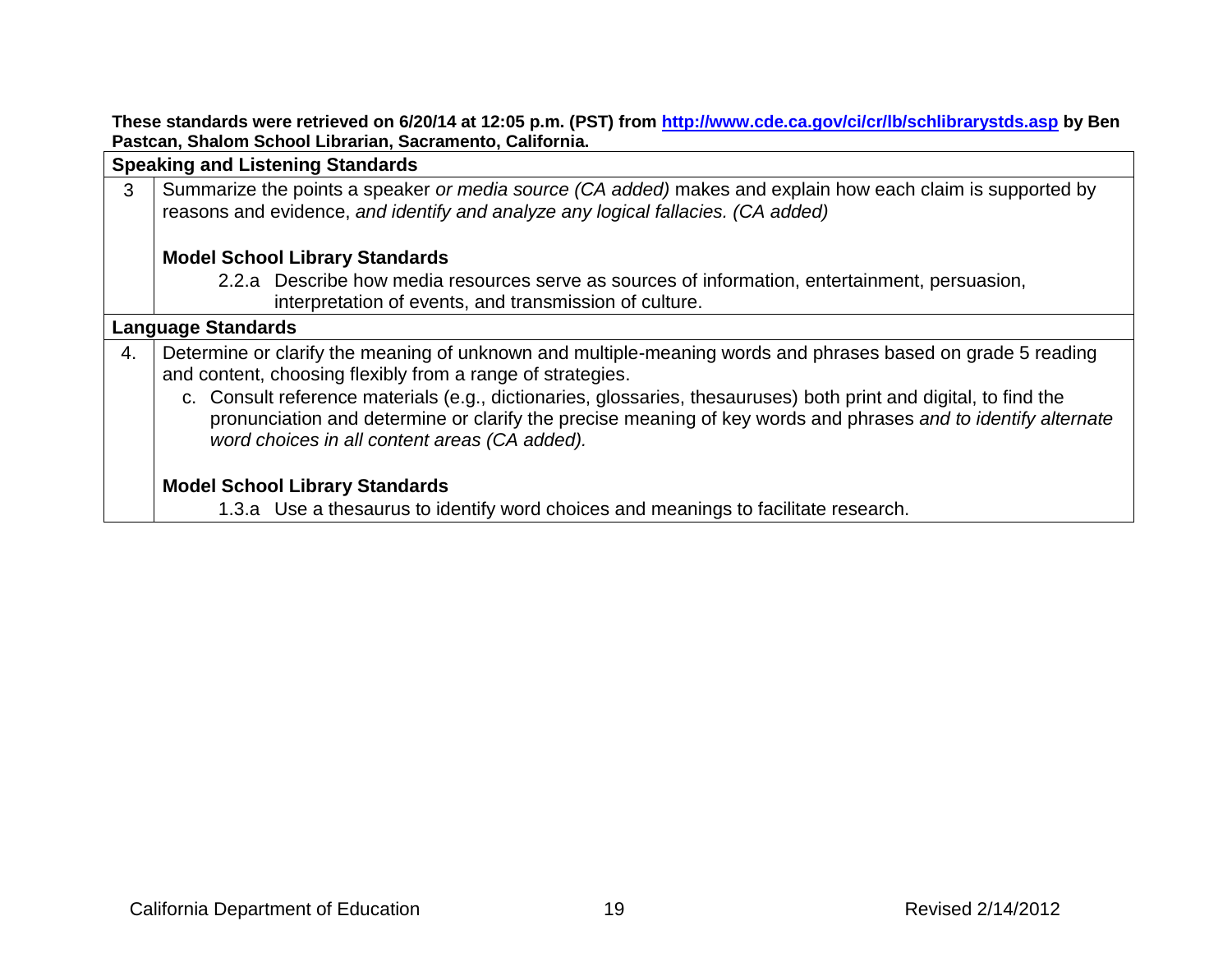**These standards were retrieved on 6/20/14 at 12:05 p.m. (PST) from [http://www.cde.ca.gov/ci/cr/lb/schlibrarystds.asp](http://www.cde.ca.gov/ci/cr/lb/schlibrarystds.asp) by Ben Pastcan, Shalom School Librarian, Sacramento, California.**

| **Speaking and Listening Standards** | |
|---|---|
| 3 | Summarize the points a speaker *or media source (CA added)* makes and explain how each claim is supported by reasons and evidence, *and identify and analyze any logical fallacies. (CA added)*<br><br>**Model School Library Standards**<br>2.2.a Describe how media resources serve as sources of information, entertainment, persuasion, interpretation of events, and transmission of culture. |
| **Language Standards** | |
| 4. | Determine or clarify the meaning of unknown and multiple-meaning words and phrases based on grade 5 reading and content, choosing flexibly from a range of strategies.<br>c. Consult reference materials (e.g., dictionaries, glossaries, thesauruses) both print and digital, to find the pronunciation and determine or clarify the precise meaning of key words and phrases *and to identify alternate word choices in all content areas (CA added).*<br><br>**Model School Library Standards**<br>1.3.a Use a thesaurus to identify word choices and meanings to facilitate research. |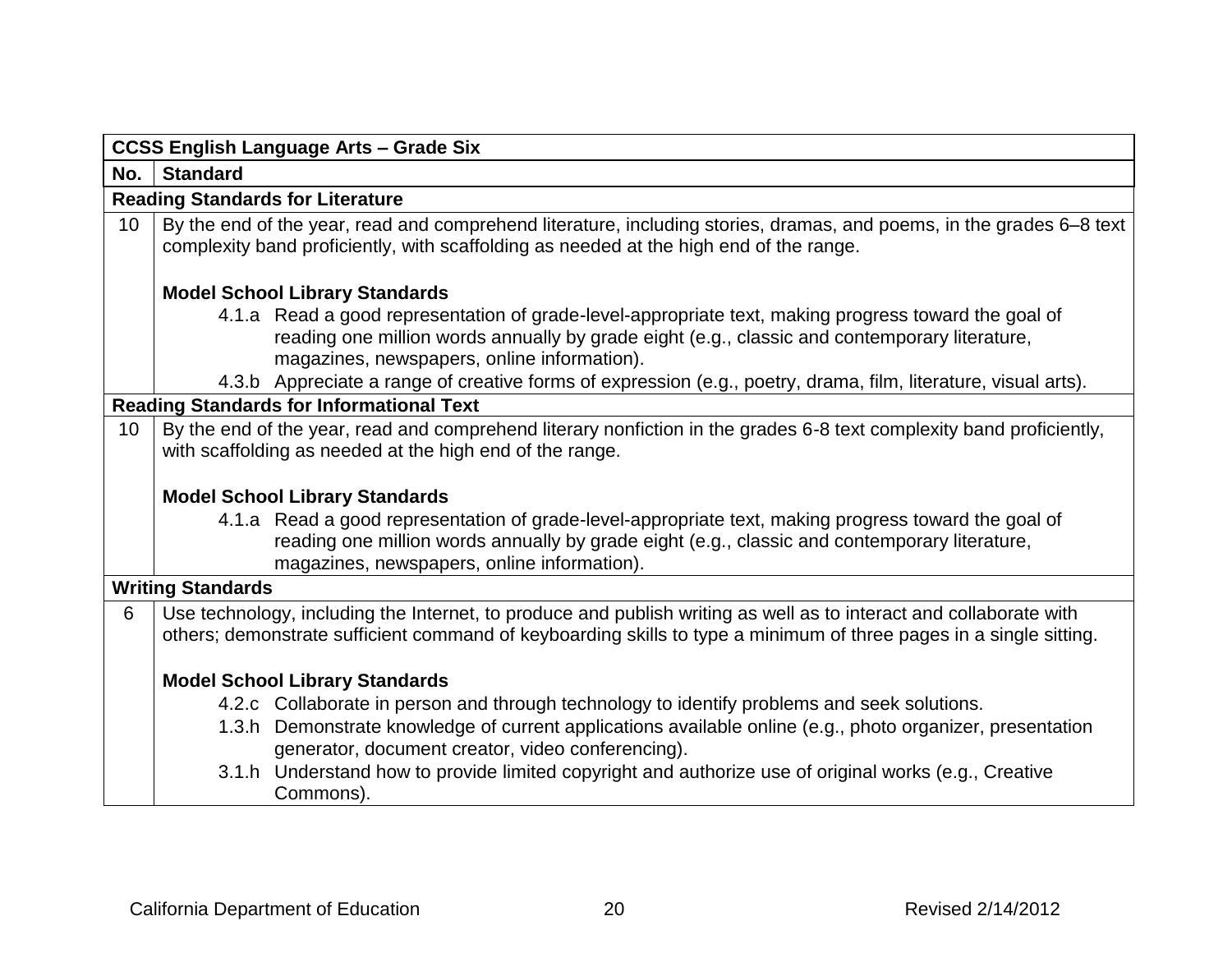| CCSS English Language Arts – Grade Six | |
|---|---|
| **No.** | **Standard** |
| **Reading Standards for Literature** | |
| 10 | By the end of the year, read and comprehend literature, including stories, dramas, and poems, in the grades 6–8 text complexity band proficiently, with scaffolding as needed at the high end of the range.<br><br>**Model School Library Standards**<br>4.1.a Read a good representation of grade-level-appropriate text, making progress toward the goal of reading one million words annually by grade eight (e.g., classic and contemporary literature, magazines, newspapers, online information).<br>4.3.b Appreciate a range of creative forms of expression (e.g., poetry, drama, film, literature, visual arts). |
| **Reading Standards for Informational Text** | |
| 10 | By the end of the year, read and comprehend literary nonfiction in the grades 6-8 text complexity band proficiently, with scaffolding as needed at the high end of the range.<br><br>**Model School Library Standards**<br>4.1.a Read a good representation of grade-level-appropriate text, making progress toward the goal of reading one million words annually by grade eight (e.g., classic and contemporary literature, magazines, newspapers, online information). |
| **Writing Standards** | |
| 6 | Use technology, including the Internet, to produce and publish writing as well as to interact and collaborate with others; demonstrate sufficient command of keyboarding skills to type a minimum of three pages in a single sitting.<br><br>**Model School Library Standards**<br>4.2.c Collaborate in person and through technology to identify problems and seek solutions.<br>1.3.h Demonstrate knowledge of current applications available online (e.g., photo organizer, presentation generator, document creator, video conferencing).<br>3.1.h Understand how to provide limited copyright and authorize use of original works (e.g., Creative Commons). |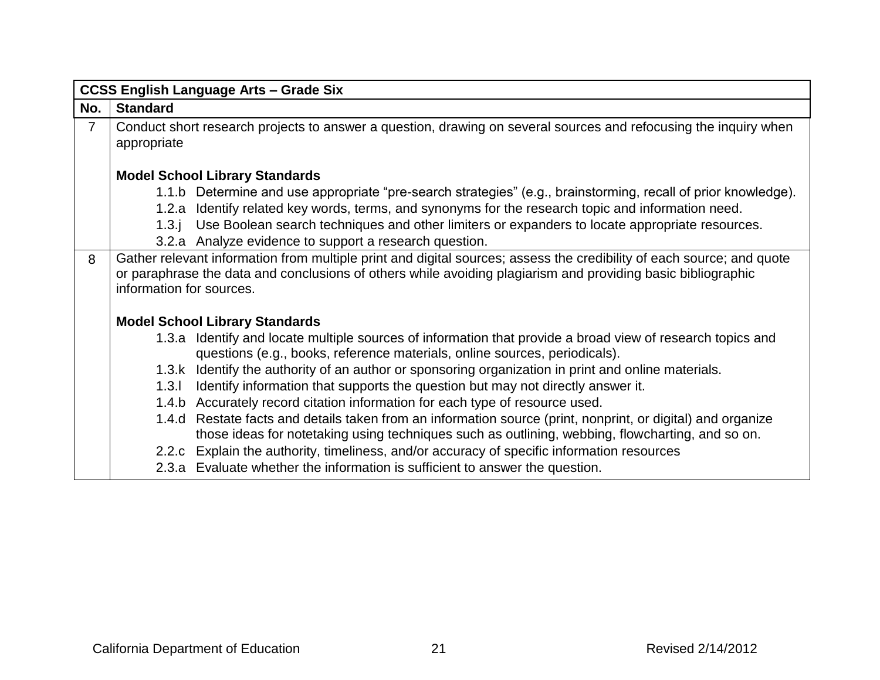| CCSS English Language Arts – Grade Six | |
|---|---|
| **No.** | **Standard** |
| 7 | Conduct short research projects to answer a question, drawing on several sources and refocusing the inquiry when appropriate<br><br>**Model School Library Standards**<br>1.1.b Determine and use appropriate "pre-search strategies" (e.g., brainstorming, recall of prior knowledge).<br>1.2.a Identify related key words, terms, and synonyms for the research topic and information need.<br>1.3.j Use Boolean search techniques and other limiters or expanders to locate appropriate resources.<br>3.2.a Analyze evidence to support a research question. |
| 8 | Gather relevant information from multiple print and digital sources; assess the credibility of each source; and quote or paraphrase the data and conclusions of others while avoiding plagiarism and providing basic bibliographic information for sources.<br><br>**Model School Library Standards**<br>1.3.a Identify and locate multiple sources of information that provide a broad view of research topics and questions (e.g., books, reference materials, online sources, periodicals).<br>1.3.k Identify the authority of an author or sponsoring organization in print and online materials.<br>1.3.l Identify information that supports the question but may not directly answer it.<br>1.4.b Accurately record citation information for each type of resource used.<br>1.4.d Restate facts and details taken from an information source (print, nonprint, or digital) and organize those ideas for notetaking using techniques such as outlining, webbing, flowcharting, and so on.<br>2.2.c Explain the authority, timeliness, and/or accuracy of specific information resources<br>2.3.a Evaluate whether the information is sufficient to answer the question. |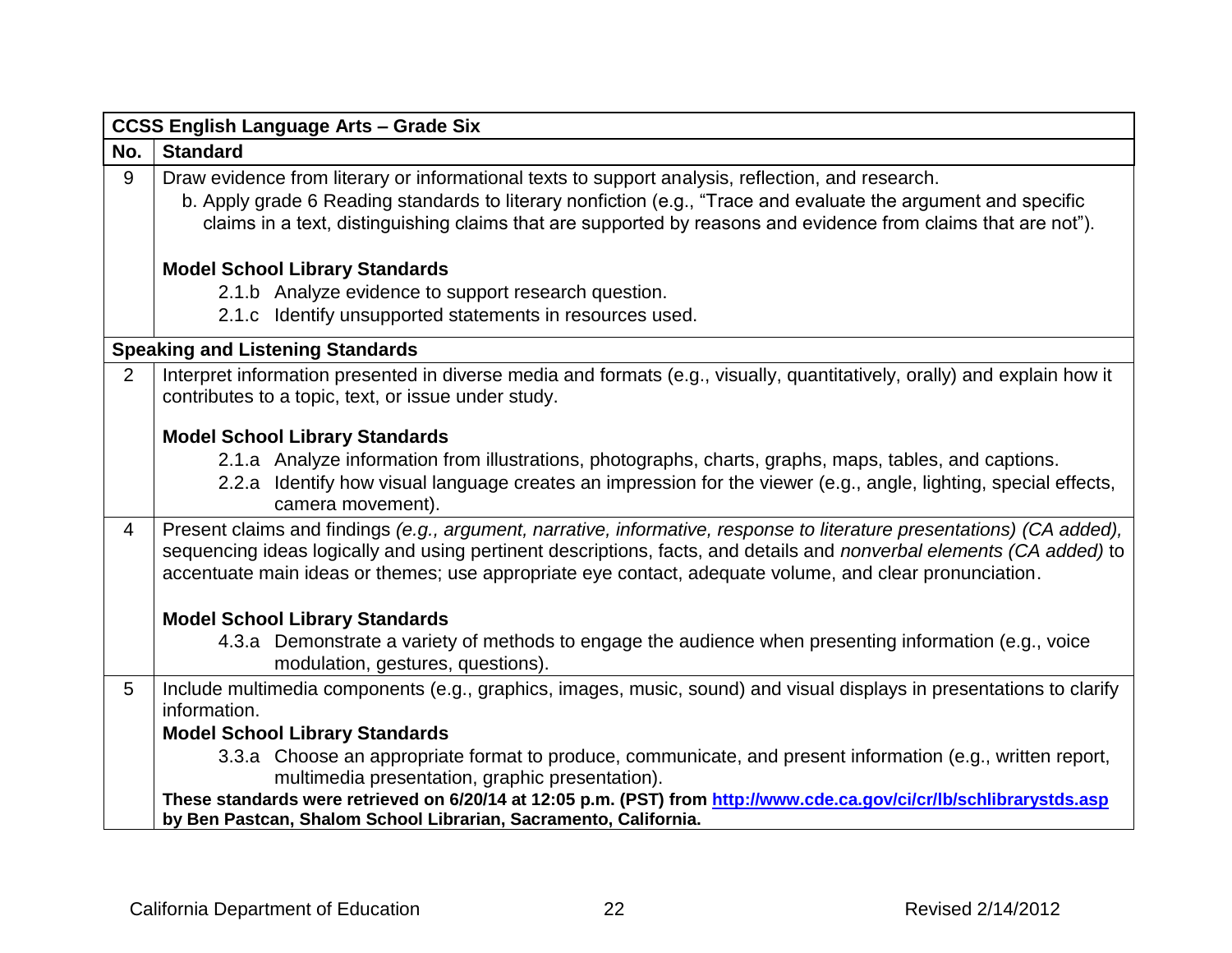| CCSS English Language Arts – Grade Six | |
|---|---|
| **No.** | **Standard** |
| 9 | Draw evidence from literary or informational texts to support analysis, reflection, and research.<br>b. Apply grade 6 Reading standards to literary nonfiction (e.g., "Trace and evaluate the argument and specific claims in a text, distinguishing claims that are supported by reasons and evidence from claims that are not").<br><br>**Model School Library Standards**<br>2.1.b Analyze evidence to support research question.<br>2.1.c Identify unsupported statements in resources used. |
| **Speaking and Listening Standards** | |
| 2 | Interpret information presented in diverse media and formats (e.g., visually, quantitatively, orally) and explain how it contributes to a topic, text, or issue under study.<br><br>**Model School Library Standards**<br>2.1.a Analyze information from illustrations, photographs, charts, graphs, maps, tables, and captions.<br>2.2.a Identify how visual language creates an impression for the viewer (e.g., angle, lighting, special effects, camera movement). |
| 4 | Present claims and findings *(e.g., argument, narrative, informative, response to literature presentations) (CA added),* sequencing ideas logically and using pertinent descriptions, facts, and details and *nonverbal elements (CA added)* to accentuate main ideas or themes; use appropriate eye contact, adequate volume, and clear pronunciation.<br><br>**Model School Library Standards**<br>4.3.a Demonstrate a variety of methods to engage the audience when presenting information (e.g., voice modulation, gestures, questions). |
| 5 | Include multimedia components (e.g., graphics, images, music, sound) and visual displays in presentations to clarify information.<br>**Model School Library Standards**<br>3.3.a Choose an appropriate format to produce, communicate, and present information (e.g., written report, multimedia presentation, graphic presentation).<br>**These standards were retrieved on 6/20/14 at 12:05 p.m. (PST) from [http://www.cde.ca.gov/ci/cr/lb/schlibrarystds.asp](http://www.cde.ca.gov/ci/cr/lb/schlibrarystds.asp) by Ben Pastcan, Shalom School Librarian, Sacramento, California.** |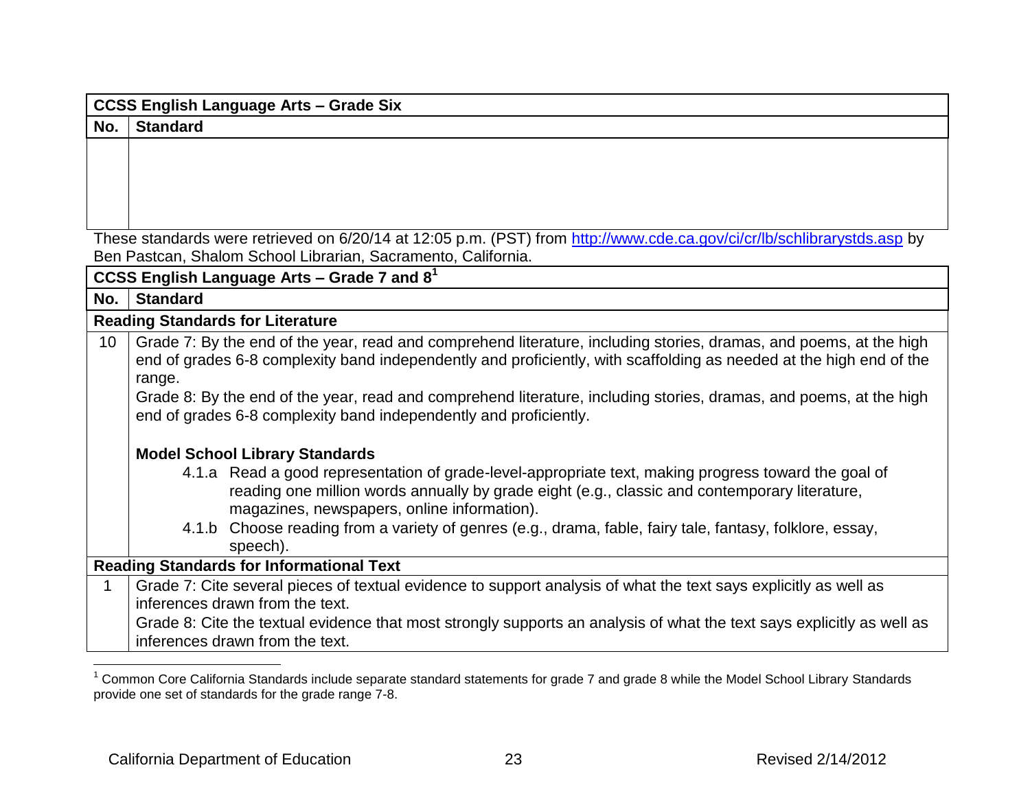| CCSS English Language Arts – Grade Six | |
|---|---|
| **No.** | **Standard** |
| | |

These standards were retrieved on 6/20/14 at 12:05 p.m. (PST) from http://www.cde.ca.gov/ci/cr/lb/schlibrarystds.asp by Ben Pastcan, Shalom School Librarian, Sacramento, California.

| CCSS English Language Arts – Grade 7 and 8[1] | |
|---|---|
| **No.** | **Standard** |
| **Reading Standards for Literature** | |
| 10 | Grade 7: By the end of the year, read and comprehend literature, including stories, dramas, and poems, at the high end of grades 6-8 complexity band independently and proficiently, with scaffolding as needed at the high end of the range.<br>Grade 8: By the end of the year, read and comprehend literature, including stories, dramas, and poems, at the high end of grades 6-8 complexity band independently and proficiently.<br><br>**Model School Library Standards**<br>4.1.a Read a good representation of grade-level-appropriate text, making progress toward the goal of reading one million words annually by grade eight (e.g., classic and contemporary literature, magazines, newspapers, online information).<br>4.1.b Choose reading from a variety of genres (e.g., drama, fable, fairy tale, fantasy, folklore, essay, speech). |
| **Reading Standards for Informational Text** | |
| 1 | Grade 7: Cite several pieces of textual evidence to support analysis of what the text says explicitly as well as inferences drawn from the text.<br>Grade 8: Cite the textual evidence that most strongly supports an analysis of what the text says explicitly as well as inferences drawn from the text. |

[1] Common Core California Standards include separate standard statements for grade 7 and grade 8 while the Model School Library Standards provide one set of standards for the grade range 7-8.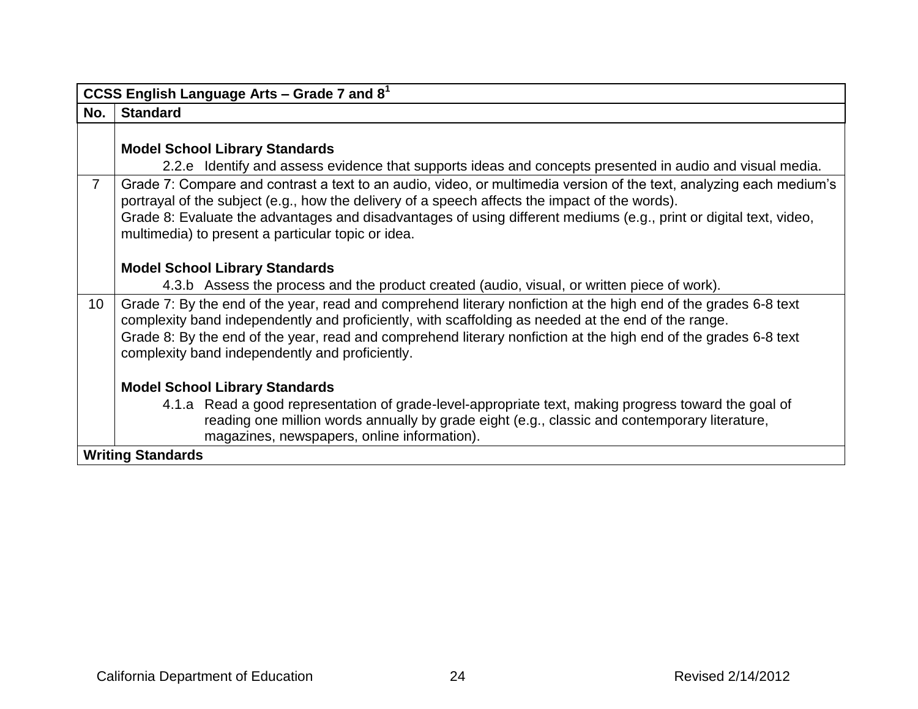| CCSS English Language Arts – Grade 7 and 8[1] | |
|---|---|
| **No.** | **Standard** |
| | **Model School Library Standards**<br>2.2.e Identify and assess evidence that supports ideas and concepts presented in audio and visual media. |
| 7 | Grade 7: Compare and contrast a text to an audio, video, or multimedia version of the text, analyzing each medium's portrayal of the subject (e.g., how the delivery of a speech affects the impact of the words).<br>Grade 8: Evaluate the advantages and disadvantages of using different mediums (e.g., print or digital text, video, multimedia) to present a particular topic or idea.<br><br>**Model School Library Standards**<br>4.3.b Assess the process and the product created (audio, visual, or written piece of work). |
| 10 | Grade 7: By the end of the year, read and comprehend literary nonfiction at the high end of the grades 6-8 text complexity band independently and proficiently, with scaffolding as needed at the end of the range.<br>Grade 8: By the end of the year, read and comprehend literary nonfiction at the high end of the grades 6-8 text complexity band independently and proficiently.<br><br>**Model School Library Standards**<br>4.1.a Read a good representation of grade-level-appropriate text, making progress toward the goal of reading one million words annually by grade eight (e.g., classic and contemporary literature, magazines, newspapers, online information). |
| **Writing Standards** | |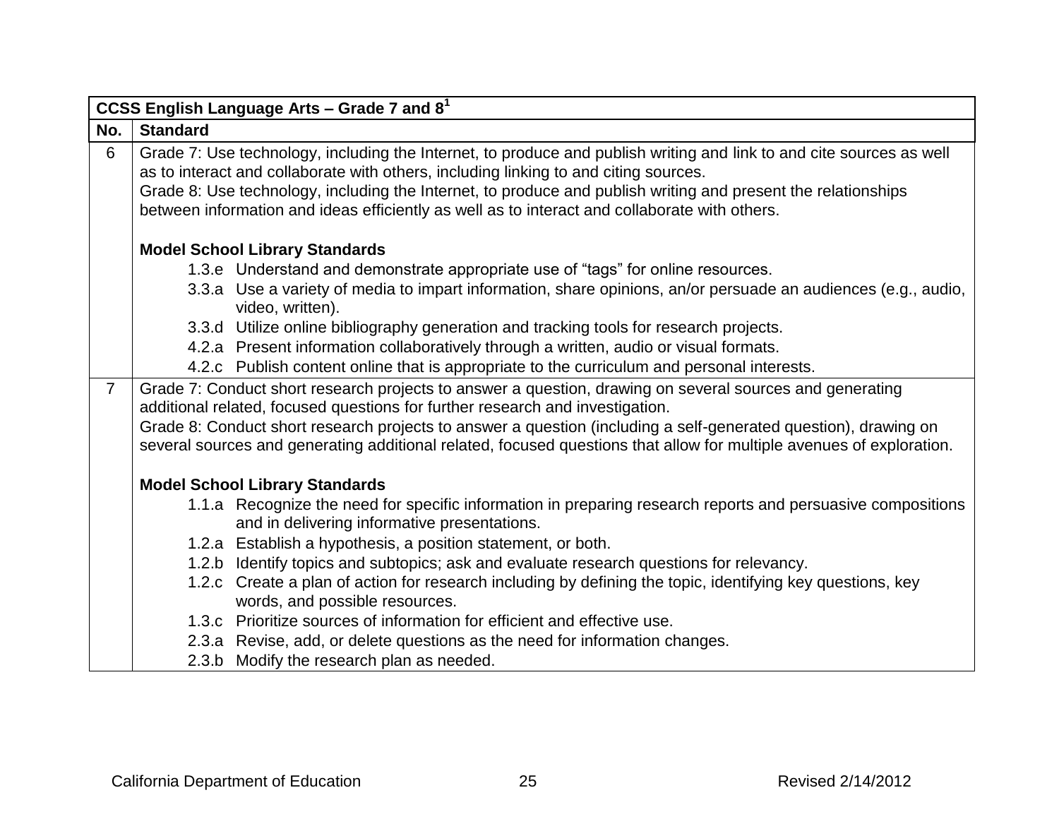| CCSS English Language Arts – Grade 7 and 8[1] | |
|---|---|
| **No.** | **Standard** |
| 6 | Grade 7: Use technology, including the Internet, to produce and publish writing and link to and cite sources as well as to interact and collaborate with others, including linking to and citing sources.<br>Grade 8: Use technology, including the Internet, to produce and publish writing and present the relationships between information and ideas efficiently as well as to interact and collaborate with others.<br><br>**Model School Library Standards**<br>1.3.e Understand and demonstrate appropriate use of "tags" for online resources.<br>3.3.a Use a variety of media to impart information, share opinions, an/or persuade an audiences (e.g., audio, video, written).<br>3.3.d Utilize online bibliography generation and tracking tools for research projects.<br>4.2.a Present information collaboratively through a written, audio or visual formats.<br>4.2.c Publish content online that is appropriate to the curriculum and personal interests. |
| 7 | Grade 7: Conduct short research projects to answer a question, drawing on several sources and generating additional related, focused questions for further research and investigation.<br>Grade 8: Conduct short research projects to answer a question (including a self-generated question), drawing on several sources and generating additional related, focused questions that allow for multiple avenues of exploration.<br><br>**Model School Library Standards**<br>1.1.a Recognize the need for specific information in preparing research reports and persuasive compositions and in delivering informative presentations.<br>1.2.a Establish a hypothesis, a position statement, or both.<br>1.2.b Identify topics and subtopics; ask and evaluate research questions for relevancy.<br>1.2.c Create a plan of action for research including by defining the topic, identifying key questions, key words, and possible resources.<br>1.3.c Prioritize sources of information for efficient and effective use.<br>2.3.a Revise, add, or delete questions as the need for information changes.<br>2.3.b Modify the research plan as needed. |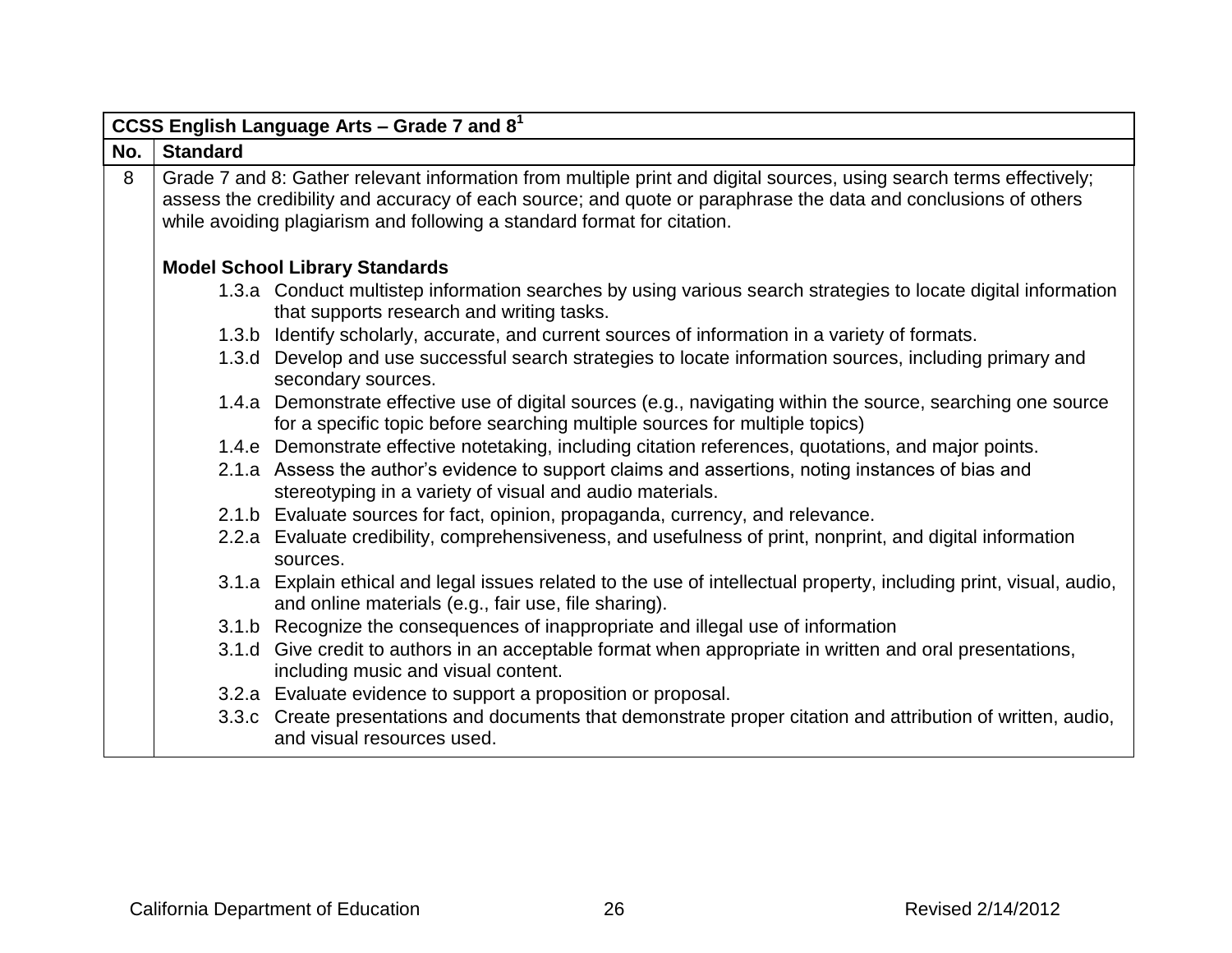| CCSS English Language Arts – Grade 7 and 8[1] | |
|---|---|
| **No.** | **Standard** |
| 8 | Grade 7 and 8: Gather relevant information from multiple print and digital sources, using search terms effectively; assess the credibility and accuracy of each source; and quote or paraphrase the data and conclusions of others while avoiding plagiarism and following a standard format for citation.<br><br>**Model School Library Standards**<br>1.3.a Conduct multistep information searches by using various search strategies to locate digital information that supports research and writing tasks.<br>1.3.b Identify scholarly, accurate, and current sources of information in a variety of formats.<br>1.3.d Develop and use successful search strategies to locate information sources, including primary and secondary sources.<br>1.4.a Demonstrate effective use of digital sources (e.g., navigating within the source, searching one source for a specific topic before searching multiple sources for multiple topics)<br>1.4.e Demonstrate effective notetaking, including citation references, quotations, and major points.<br>2.1.a Assess the author's evidence to support claims and assertions, noting instances of bias and stereotyping in a variety of visual and audio materials.<br>2.1.b Evaluate sources for fact, opinion, propaganda, currency, and relevance.<br>2.2.a Evaluate credibility, comprehensiveness, and usefulness of print, nonprint, and digital information sources.<br>3.1.a Explain ethical and legal issues related to the use of intellectual property, including print, visual, audio, and online materials (e.g., fair use, file sharing).<br>3.1.b Recognize the consequences of inappropriate and illegal use of information<br>3.1.d Give credit to authors in an acceptable format when appropriate in written and oral presentations, including music and visual content.<br>3.2.a Evaluate evidence to support a proposition or proposal.<br>3.3.c Create presentations and documents that demonstrate proper citation and attribution of written, audio, and visual resources used. |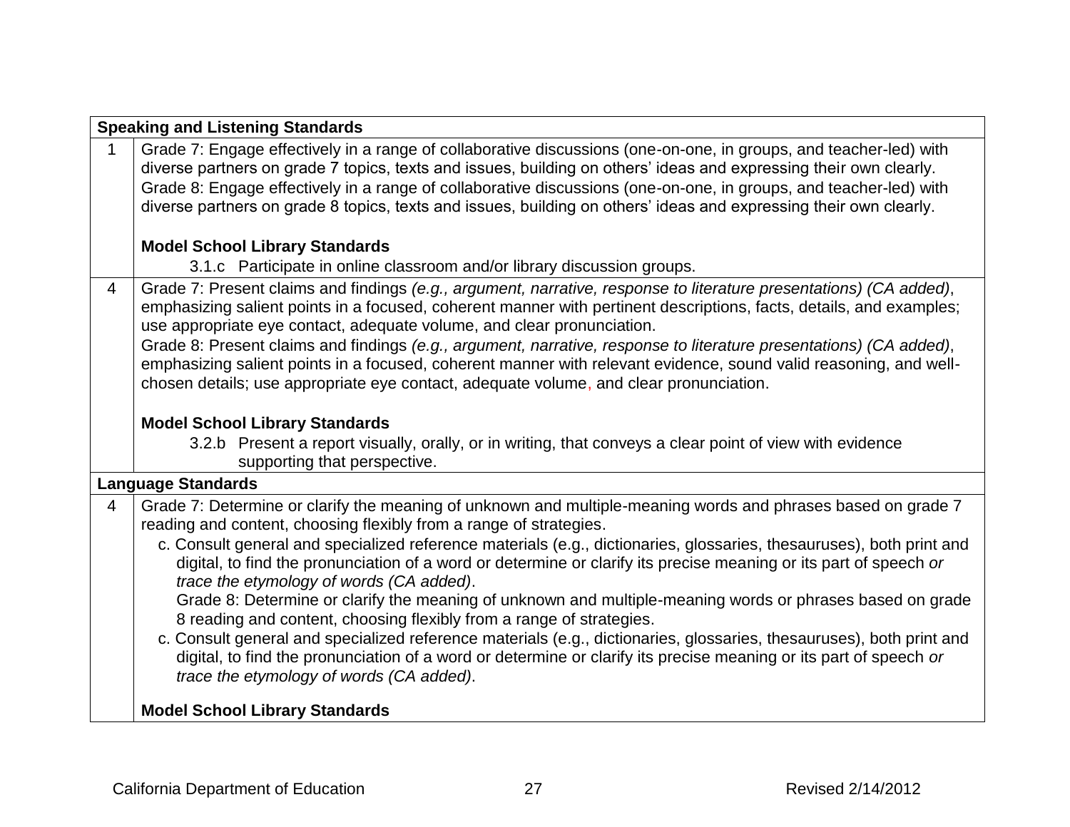| Speaking and Listening Standards | |
|---|---|
| 1 | Grade 7: Engage effectively in a range of collaborative discussions (one-on-one, in groups, and teacher-led) with diverse partners on grade 7 topics, texts and issues, building on others' ideas and expressing their own clearly.<br>Grade 8: Engage effectively in a range of collaborative discussions (one-on-one, in groups, and teacher-led) with diverse partners on grade 8 topics, texts and issues, building on others' ideas and expressing their own clearly.<br><br>**Model School Library Standards**<br>3.1.c Participate in online classroom and/or library discussion groups. |
| 4 | Grade 7: Present claims and findings *(e.g., argument, narrative, response to literature presentations) (CA added)*, emphasizing salient points in a focused, coherent manner with pertinent descriptions, facts, details, and examples; use appropriate eye contact, adequate volume, and clear pronunciation.<br>Grade 8: Present claims and findings *(e.g., argument, narrative, response to literature presentations) (CA added)*, emphasizing salient points in a focused, coherent manner with relevant evidence, sound valid reasoning, and well-chosen details; use appropriate eye contact, adequate volume, and clear pronunciation.<br><br>**Model School Library Standards**<br>3.2.b Present a report visually, orally, or in writing, that conveys a clear point of view with evidence supporting that perspective. |
| **Language Standards** | |
| 4 | Grade 7: Determine or clarify the meaning of unknown and multiple-meaning words and phrases based on grade 7 reading and content, choosing flexibly from a range of strategies.<br>c. Consult general and specialized reference materials (e.g., dictionaries, glossaries, thesauruses), both print and digital, to find the pronunciation of a word or determine or clarify its precise meaning or its part of speech *or trace the etymology of words (CA added)*.<br>Grade 8: Determine or clarify the meaning of unknown and multiple-meaning words or phrases based on grade 8 reading and content, choosing flexibly from a range of strategies.<br>c. Consult general and specialized reference materials (e.g., dictionaries, glossaries, thesauruses), both print and digital, to find the pronunciation of a word or determine or clarify its precise meaning or its part of speech *or trace the etymology of words (CA added)*.<br><br>**Model School Library Standards** |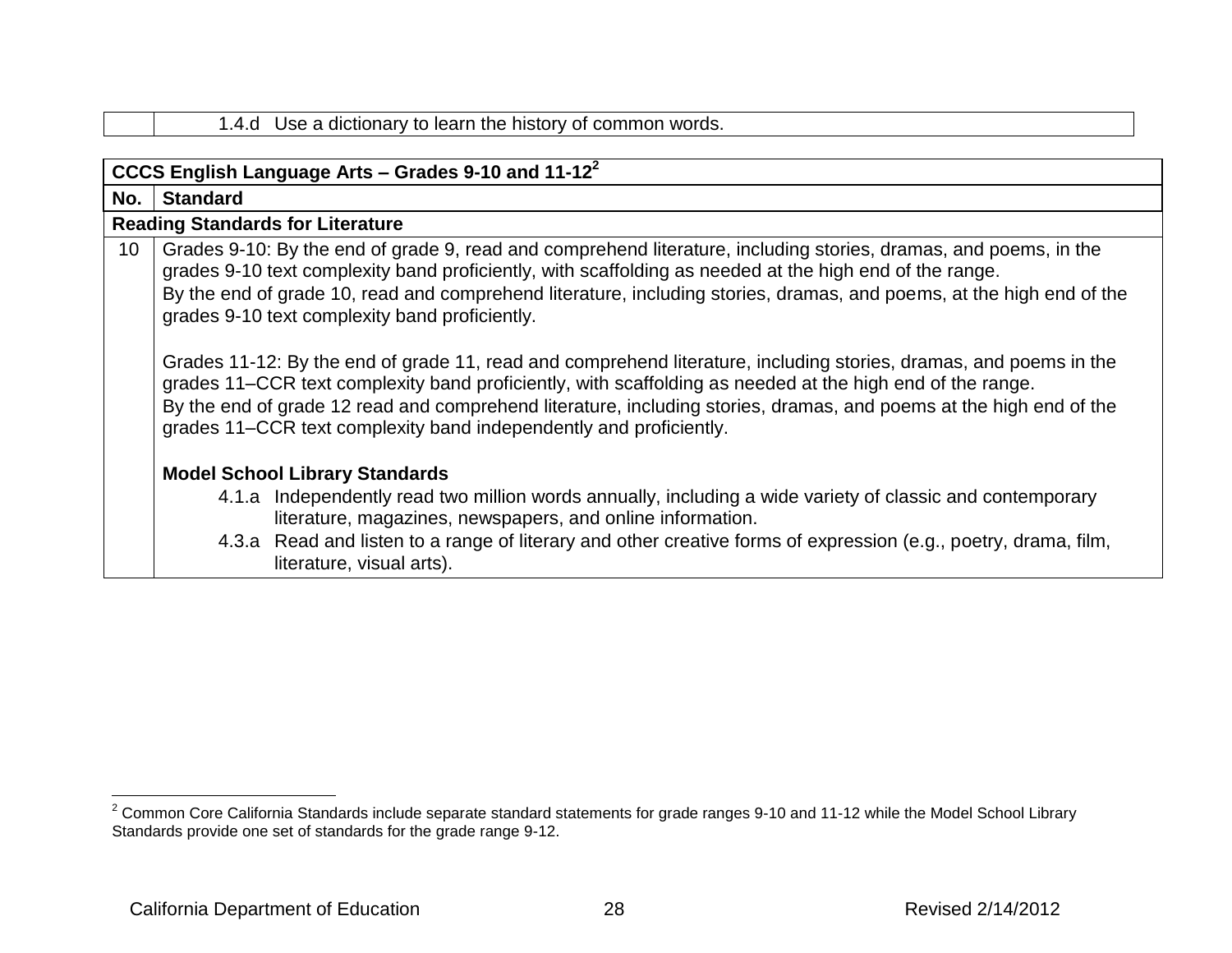| | |
|---|---|
| | 1.4.d Use a dictionary to learn the history of common words. |

| CCCS English Language Arts – Grades 9-10 and 11-12[2] | |
|---|---|
| **No.** | **Standard** |
| **Reading Standards for Literature** | |
| 10 | Grades 9-10: By the end of grade 9, read and comprehend literature, including stories, dramas, and poems, in the grades 9-10 text complexity band proficiently, with scaffolding as needed at the high end of the range.<br>By the end of grade 10, read and comprehend literature, including stories, dramas, and poems, at the high end of the grades 9-10 text complexity band proficiently.<br><br>Grades 11-12: By the end of grade 11, read and comprehend literature, including stories, dramas, and poems in the grades 11–CCR text complexity band proficiently, with scaffolding as needed at the high end of the range.<br>By the end of grade 12 read and comprehend literature, including stories, dramas, and poems at the high end of the grades 11–CCR text complexity band independently and proficiently.<br><br>**Model School Library Standards**<br>4.1.a Independently read two million words annually, including a wide variety of classic and contemporary literature, magazines, newspapers, and online information.<br>4.3.a Read and listen to a range of literary and other creative forms of expression (e.g., poetry, drama, film, literature, visual arts). |

[2] Common Core California Standards include separate standard statements for grade ranges 9-10 and 11-12 while the Model School Library Standards provide one set of standards for the grade range 9-12.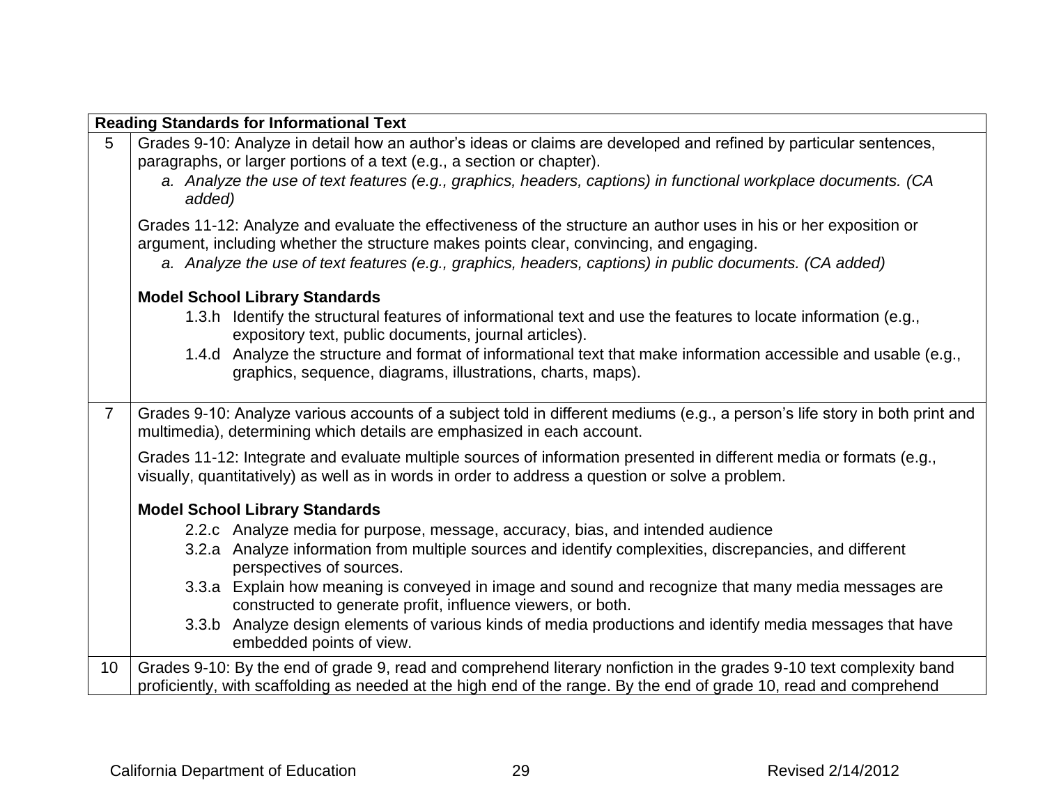| Reading Standards for Informational Text | |
|---|---|
| 5 | Grades 9-10: Analyze in detail how an author's ideas or claims are developed and refined by particular sentences, paragraphs, or larger portions of a text (e.g., a section or chapter).<br>*a. Analyze the use of text features (e.g., graphics, headers, captions) in functional workplace documents. (CA added)*<br><br>Grades 11-12: Analyze and evaluate the effectiveness of the structure an author uses in his or her exposition or argument, including whether the structure makes points clear, convincing, and engaging.<br>*a. Analyze the use of text features (e.g., graphics, headers, captions) in public documents. (CA added)*<br><br>**Model School Library Standards**<br>1.3.h Identify the structural features of informational text and use the features to locate information (e.g., expository text, public documents, journal articles).<br>1.4.d Analyze the structure and format of informational text that make information accessible and usable (e.g., graphics, sequence, diagrams, illustrations, charts, maps). |
| 7 | Grades 9-10: Analyze various accounts of a subject told in different mediums (e.g., a person's life story in both print and multimedia), determining which details are emphasized in each account.<br><br>Grades 11-12: Integrate and evaluate multiple sources of information presented in different media or formats (e.g., visually, quantitatively) as well as in words in order to address a question or solve a problem.<br><br>**Model School Library Standards**<br>2.2.c Analyze media for purpose, message, accuracy, bias, and intended audience<br>3.2.a Analyze information from multiple sources and identify complexities, discrepancies, and different perspectives of sources.<br>3.3.a Explain how meaning is conveyed in image and sound and recognize that many media messages are constructed to generate profit, influence viewers, or both.<br>3.3.b Analyze design elements of various kinds of media productions and identify media messages that have embedded points of view. |
| 10 | Grades 9-10: By the end of grade 9, read and comprehend literary nonfiction in the grades 9-10 text complexity band proficiently, with scaffolding as needed at the high end of the range. By the end of grade 10, read and comprehend |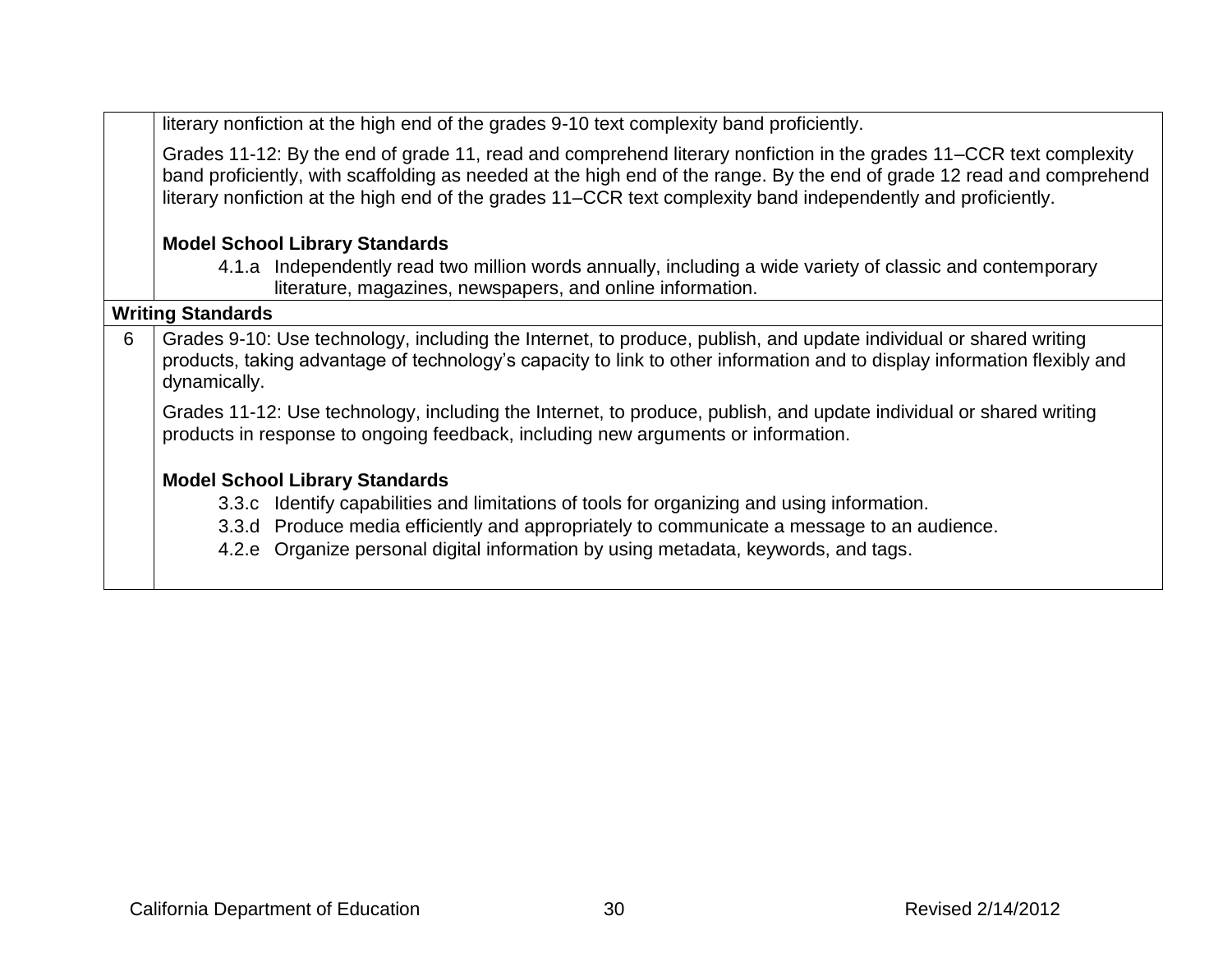| | |
|---|---|
| | literary nonfiction at the high end of the grades 9-10 text complexity band proficiently.<br><br>Grades 11-12: By the end of grade 11, read and comprehend literary nonfiction in the grades 11–CCR text complexity band proficiently, with scaffolding as needed at the high end of the range. By the end of grade 12 read and comprehend literary nonfiction at the high end of the grades 11–CCR text complexity band independently and proficiently.<br><br>**Model School Library Standards**<br>4.1.a Independently read two million words annually, including a wide variety of classic and contemporary literature, magazines, newspapers, and online information. |
| **Writing Standards** | |
| 6 | Grades 9-10: Use technology, including the Internet, to produce, publish, and update individual or shared writing products, taking advantage of technology's capacity to link to other information and to display information flexibly and dynamically.<br><br>Grades 11-12: Use technology, including the Internet, to produce, publish, and update individual or shared writing products in response to ongoing feedback, including new arguments or information.<br><br>**Model School Library Standards**<br>3.3.c Identify capabilities and limitations of tools for organizing and using information.<br>3.3.d Produce media efficiently and appropriately to communicate a message to an audience.<br>4.2.e Organize personal digital information by using metadata, keywords, and tags. |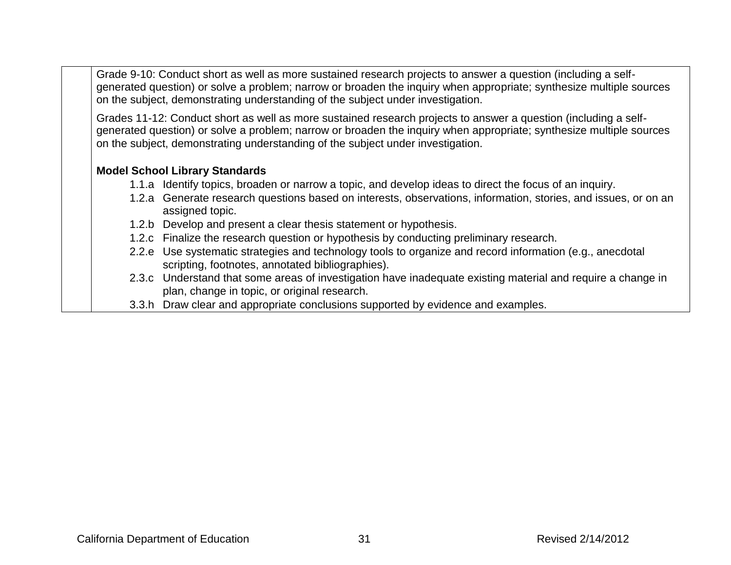| | |
|---|---|
| | Grade 9-10: Conduct short as well as more sustained research projects to answer a question (including a self-generated question) or solve a problem; narrow or broaden the inquiry when appropriate; synthesize multiple sources on the subject, demonstrating understanding of the subject under investigation.<br><br>Grades 11-12: Conduct short as well as more sustained research projects to answer a question (including a self-generated question) or solve a problem; narrow or broaden the inquiry when appropriate; synthesize multiple sources on the subject, demonstrating understanding of the subject under investigation.<br><br>**Model School Library Standards**<br>1.1.a Identify topics, broaden or narrow a topic, and develop ideas to direct the focus of an inquiry.<br>1.2.a Generate research questions based on interests, observations, information, stories, and issues, or on an assigned topic.<br>1.2.b Develop and present a clear thesis statement or hypothesis.<br>1.2.c Finalize the research question or hypothesis by conducting preliminary research.<br>2.2.e Use systematic strategies and technology tools to organize and record information (e.g., anecdotal scripting, footnotes, annotated bibliographies).<br>2.3.c Understand that some areas of investigation have inadequate existing material and require a change in plan, change in topic, or original research.<br>3.3.h Draw clear and appropriate conclusions supported by evidence and examples. |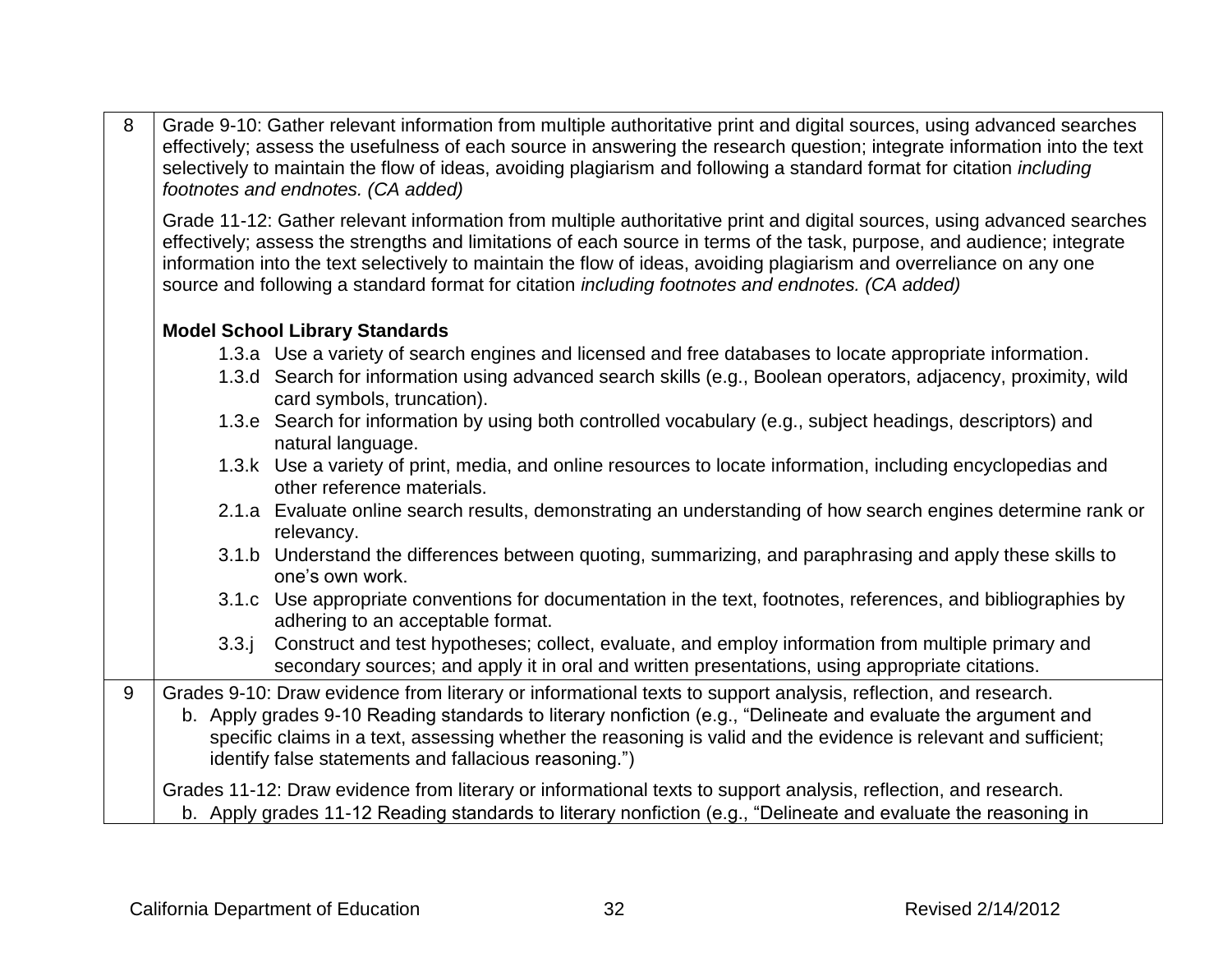| | |
|---|---|
| 8 | Grade 9-10: Gather relevant information from multiple authoritative print and digital sources, using advanced searches effectively; assess the usefulness of each source in answering the research question; integrate information into the text selectively to maintain the flow of ideas, avoiding plagiarism and following a standard format for citation *including footnotes and endnotes. (CA added)*<br><br>Grade 11-12: Gather relevant information from multiple authoritative print and digital sources, using advanced searches effectively; assess the strengths and limitations of each source in terms of the task, purpose, and audience; integrate information into the text selectively to maintain the flow of ideas, avoiding plagiarism and overreliance on any one source and following a standard format for citation *including footnotes and endnotes. (CA added)*<br><br>**Model School Library Standards**<br>1.3.a Use a variety of search engines and licensed and free databases to locate appropriate information.<br>1.3.d Search for information using advanced search skills (e.g., Boolean operators, adjacency, proximity, wild card symbols, truncation).<br>1.3.e Search for information by using both controlled vocabulary (e.g., subject headings, descriptors) and natural language.<br>1.3.k Use a variety of print, media, and online resources to locate information, including encyclopedias and other reference materials.<br>2.1.a Evaluate online search results, demonstrating an understanding of how search engines determine rank or relevancy.<br>3.1.b Understand the differences between quoting, summarizing, and paraphrasing and apply these skills to one's own work.<br>3.1.c Use appropriate conventions for documentation in the text, footnotes, references, and bibliographies by adhering to an acceptable format.<br>3.3.j Construct and test hypotheses; collect, evaluate, and employ information from multiple primary and secondary sources; and apply it in oral and written presentations, using appropriate citations. |
| 9 | Grades 9-10: Draw evidence from literary or informational texts to support analysis, reflection, and research.<br>b. Apply grades 9-10 Reading standards to literary nonfiction (e.g., "Delineate and evaluate the argument and specific claims in a text, assessing whether the reasoning is valid and the evidence is relevant and sufficient; identify false statements and fallacious reasoning.")<br><br>Grades 11-12: Draw evidence from literary or informational texts to support analysis, reflection, and research.<br>b. Apply grades 11-12 Reading standards to literary nonfiction (e.g., "Delineate and evaluate the reasoning in |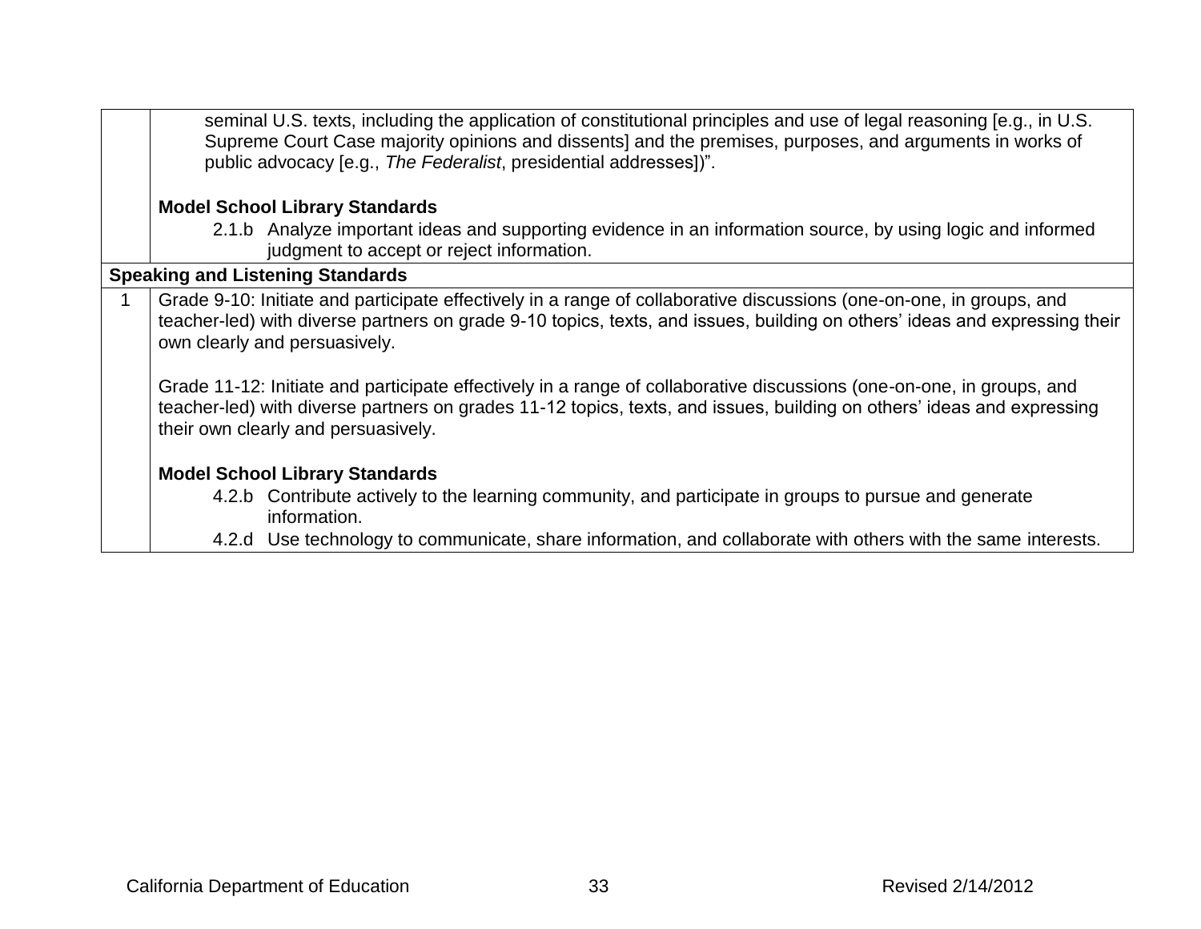| | |
|---|---|
| | seminal U.S. texts, including the application of constitutional principles and use of legal reasoning [e.g., in U.S. Supreme Court Case majority opinions and dissents] and the premises, purposes, and arguments in works of public advocacy [e.g., *The Federalist*, presidential addresses])".<br><br>**Model School Library Standards**<br>2.1.b Analyze important ideas and supporting evidence in an information source, by using logic and informed judgment to accept or reject information. |
| **Speaking and Listening Standards** | |
| 1 | Grade 9-10: Initiate and participate effectively in a range of collaborative discussions (one-on-one, in groups, and teacher-led) with diverse partners on grade 9-10 topics, texts, and issues, building on others' ideas and expressing their own clearly and persuasively.<br><br>Grade 11-12: Initiate and participate effectively in a range of collaborative discussions (one-on-one, in groups, and teacher-led) with diverse partners on grades 11-12 topics, texts, and issues, building on others' ideas and expressing their own clearly and persuasively.<br><br>**Model School Library Standards**<br>4.2.b Contribute actively to the learning community, and participate in groups to pursue and generate information.<br>4.2.d Use technology to communicate, share information, and collaborate with others with the same interests. |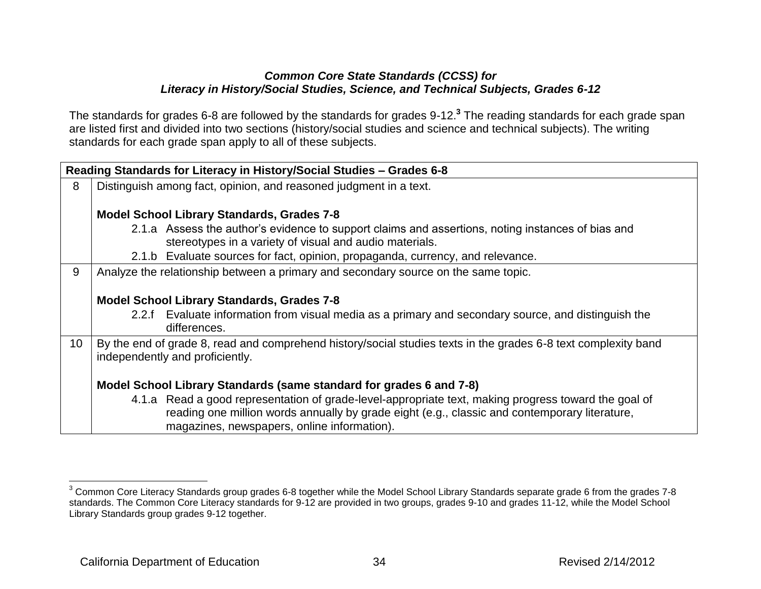***Common Core State Standards (CCSS) for***
***Literacy in History/Social Studies, Science, and Technical Subjects, Grades 6-12***

The standards for grades 6-8 are followed by the standards for grades 9-12.[3] The reading standards for each grade span are listed first and divided into two sections (history/social studies and science and technical subjects). The writing standards for each grade span apply to all of these subjects.

| **Reading Standards for Literacy in History/Social Studies – Grades 6-8** | |
|---|---|
| 8 | Distinguish among fact, opinion, and reasoned judgment in a text.<br><br>**Model School Library Standards, Grades 7-8**<br>2.1.a Assess the author's evidence to support claims and assertions, noting instances of bias and stereotypes in a variety of visual and audio materials.<br>2.1.b Evaluate sources for fact, opinion, propaganda, currency, and relevance. |
| 9 | Analyze the relationship between a primary and secondary source on the same topic.<br><br>**Model School Library Standards, Grades 7-8**<br>2.2.f Evaluate information from visual media as a primary and secondary source, and distinguish the differences. |
| 10 | By the end of grade 8, read and comprehend history/social studies texts in the grades 6-8 text complexity band independently and proficiently.<br><br>**Model School Library Standards (same standard for grades 6 and 7-8)**<br>4.1.a Read a good representation of grade-level-appropriate text, making progress toward the goal of reading one million words annually by grade eight (e.g., classic and contemporary literature, magazines, newspapers, online information). |

[3] Common Core Literacy Standards group grades 6-8 together while the Model School Library Standards separate grade 6 from the grades 7-8 standards. The Common Core Literacy standards for 9-12 are provided in two groups, grades 9-10 and grades 11-12, while the Model School Library Standards group grades 9-12 together.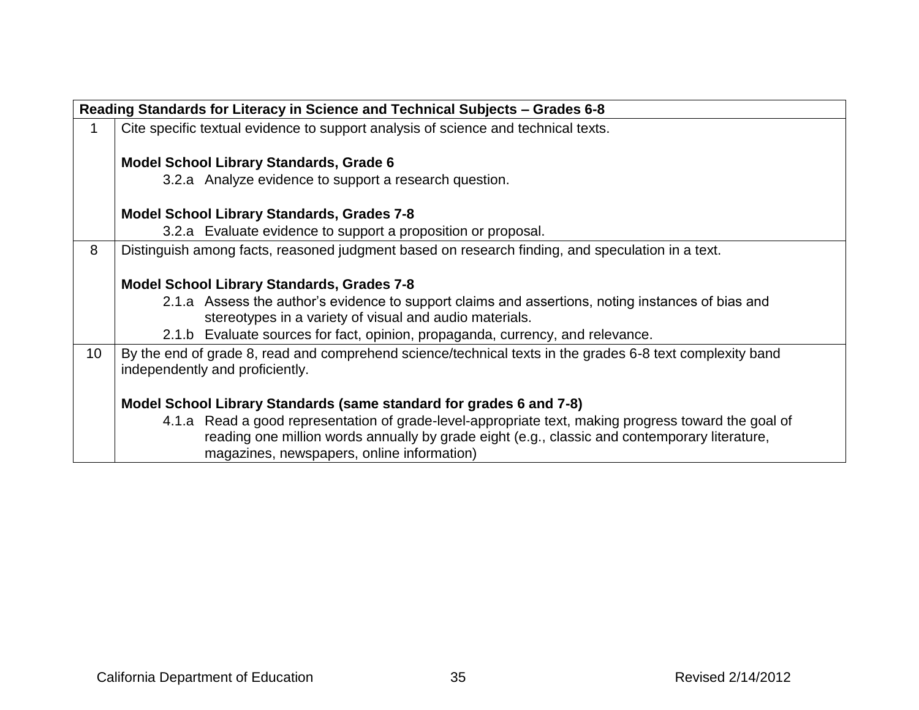| Reading Standards for Literacy in Science and Technical Subjects – Grades 6-8 | |
|---|---|
| 1 | Cite specific textual evidence to support analysis of science and technical texts.<br><br>**Model School Library Standards, Grade 6**<br>3.2.a Analyze evidence to support a research question.<br><br>**Model School Library Standards, Grades 7-8**<br>3.2.a Evaluate evidence to support a proposition or proposal. |
| 8 | Distinguish among facts, reasoned judgment based on research finding, and speculation in a text.<br><br>**Model School Library Standards, Grades 7-8**<br>2.1.a Assess the author's evidence to support claims and assertions, noting instances of bias and stereotypes in a variety of visual and audio materials.<br>2.1.b Evaluate sources for fact, opinion, propaganda, currency, and relevance. |
| 10 | By the end of grade 8, read and comprehend science/technical texts in the grades 6-8 text complexity band independently and proficiently.<br><br>**Model School Library Standards (same standard for grades 6 and 7-8)**<br>4.1.a Read a good representation of grade-level-appropriate text, making progress toward the goal of reading one million words annually by grade eight (e.g., classic and contemporary literature, magazines, newspapers, online information) |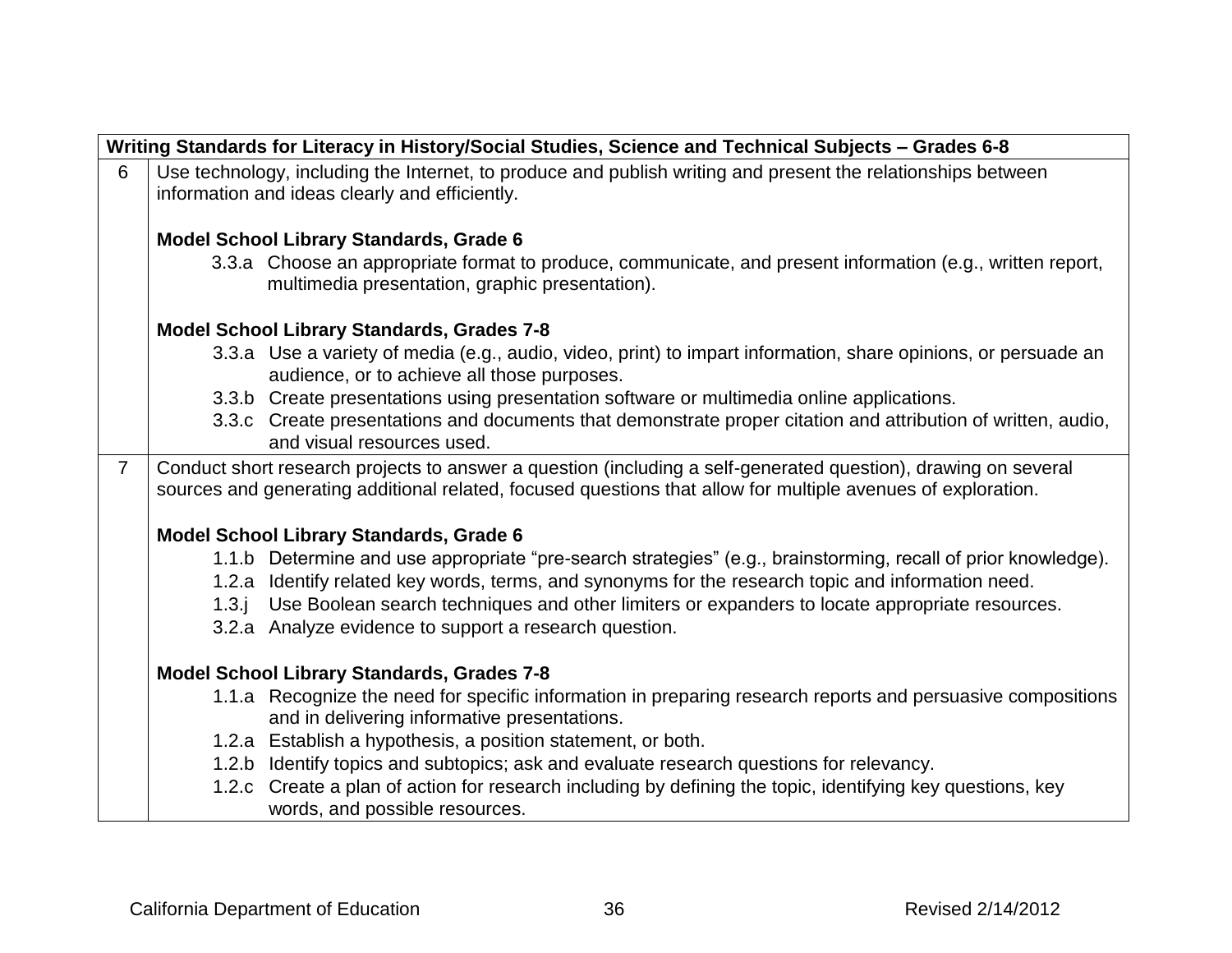| Writing Standards for Literacy in History/Social Studies, Science and Technical Subjects – Grades 6-8 | |
|---|---|
| 6 | Use technology, including the Internet, to produce and publish writing and present the relationships between information and ideas clearly and efficiently.<br><br>**Model School Library Standards, Grade 6**<br>3.3.a Choose an appropriate format to produce, communicate, and present information (e.g., written report, multimedia presentation, graphic presentation).<br><br>**Model School Library Standards, Grades 7-8**<br>3.3.a Use a variety of media (e.g., audio, video, print) to impart information, share opinions, or persuade an audience, or to achieve all those purposes.<br>3.3.b Create presentations using presentation software or multimedia online applications.<br>3.3.c Create presentations and documents that demonstrate proper citation and attribution of written, audio, and visual resources used. |
| 7 | Conduct short research projects to answer a question (including a self-generated question), drawing on several sources and generating additional related, focused questions that allow for multiple avenues of exploration.<br><br>**Model School Library Standards, Grade 6**<br>1.1.b Determine and use appropriate "pre-search strategies" (e.g., brainstorming, recall of prior knowledge).<br>1.2.a Identify related key words, terms, and synonyms for the research topic and information need.<br>1.3.j Use Boolean search techniques and other limiters or expanders to locate appropriate resources.<br>3.2.a Analyze evidence to support a research question.<br><br>**Model School Library Standards, Grades 7-8**<br>1.1.a Recognize the need for specific information in preparing research reports and persuasive compositions and in delivering informative presentations.<br>1.2.a Establish a hypothesis, a position statement, or both.<br>1.2.b Identify topics and subtopics; ask and evaluate research questions for relevancy.<br>1.2.c Create a plan of action for research including by defining the topic, identifying key questions, key words, and possible resources. |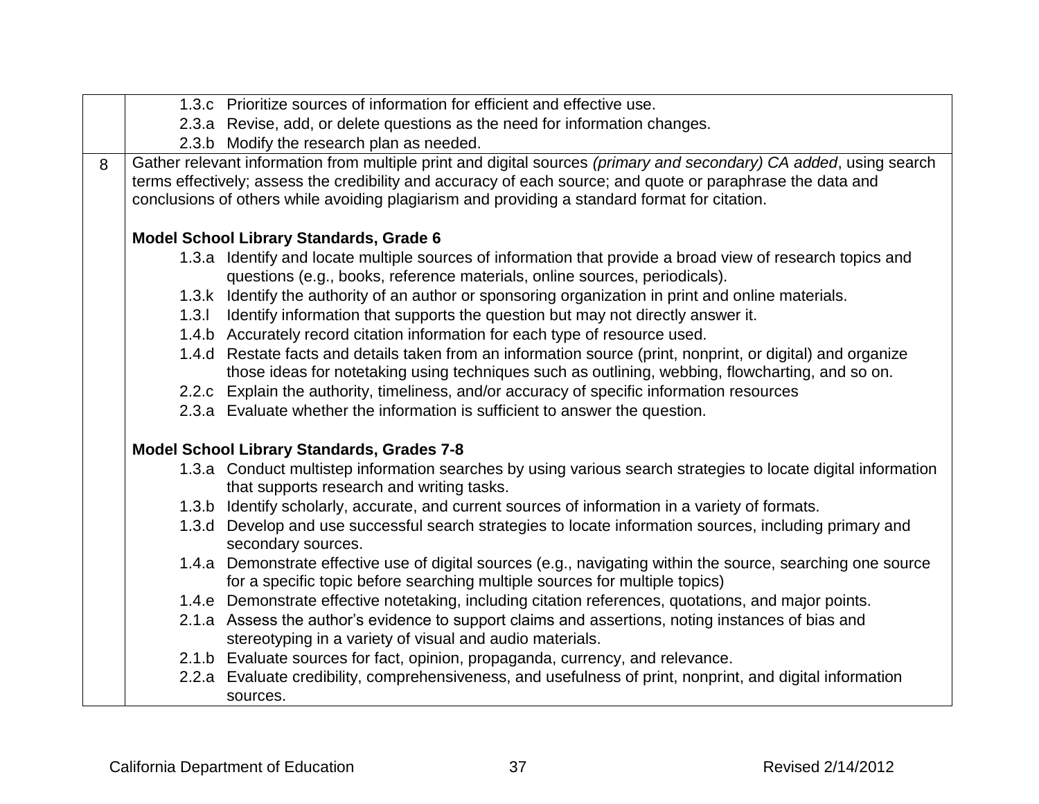| | |
|---|---|
| | 1.3.c Prioritize sources of information for efficient and effective use.<br>2.3.a Revise, add, or delete questions as the need for information changes.<br>2.3.b Modify the research plan as needed. |
| 8 | Gather relevant information from multiple print and digital sources *(primary and secondary) CA added*, using search terms effectively; assess the credibility and accuracy of each source; and quote or paraphrase the data and conclusions of others while avoiding plagiarism and providing a standard format for citation.<br><br>**Model School Library Standards, Grade 6**<br>1.3.a Identify and locate multiple sources of information that provide a broad view of research topics and questions (e.g., books, reference materials, online sources, periodicals).<br>1.3.k Identify the authority of an author or sponsoring organization in print and online materials.<br>1.3.l Identify information that supports the question but may not directly answer it.<br>1.4.b Accurately record citation information for each type of resource used.<br>1.4.d Restate facts and details taken from an information source (print, nonprint, or digital) and organize those ideas for notetaking using techniques such as outlining, webbing, flowcharting, and so on.<br>2.2.c Explain the authority, timeliness, and/or accuracy of specific information resources<br>2.3.a Evaluate whether the information is sufficient to answer the question.<br><br>**Model School Library Standards, Grades 7-8**<br>1.3.a Conduct multistep information searches by using various search strategies to locate digital information that supports research and writing tasks.<br>1.3.b Identify scholarly, accurate, and current sources of information in a variety of formats.<br>1.3.d Develop and use successful search strategies to locate information sources, including primary and secondary sources.<br>1.4.a Demonstrate effective use of digital sources (e.g., navigating within the source, searching one source for a specific topic before searching multiple sources for multiple topics)<br>1.4.e Demonstrate effective notetaking, including citation references, quotations, and major points.<br>2.1.a Assess the author's evidence to support claims and assertions, noting instances of bias and stereotyping in a variety of visual and audio materials.<br>2.1.b Evaluate sources for fact, opinion, propaganda, currency, and relevance.<br>2.2.a Evaluate credibility, comprehensiveness, and usefulness of print, nonprint, and digital information sources. |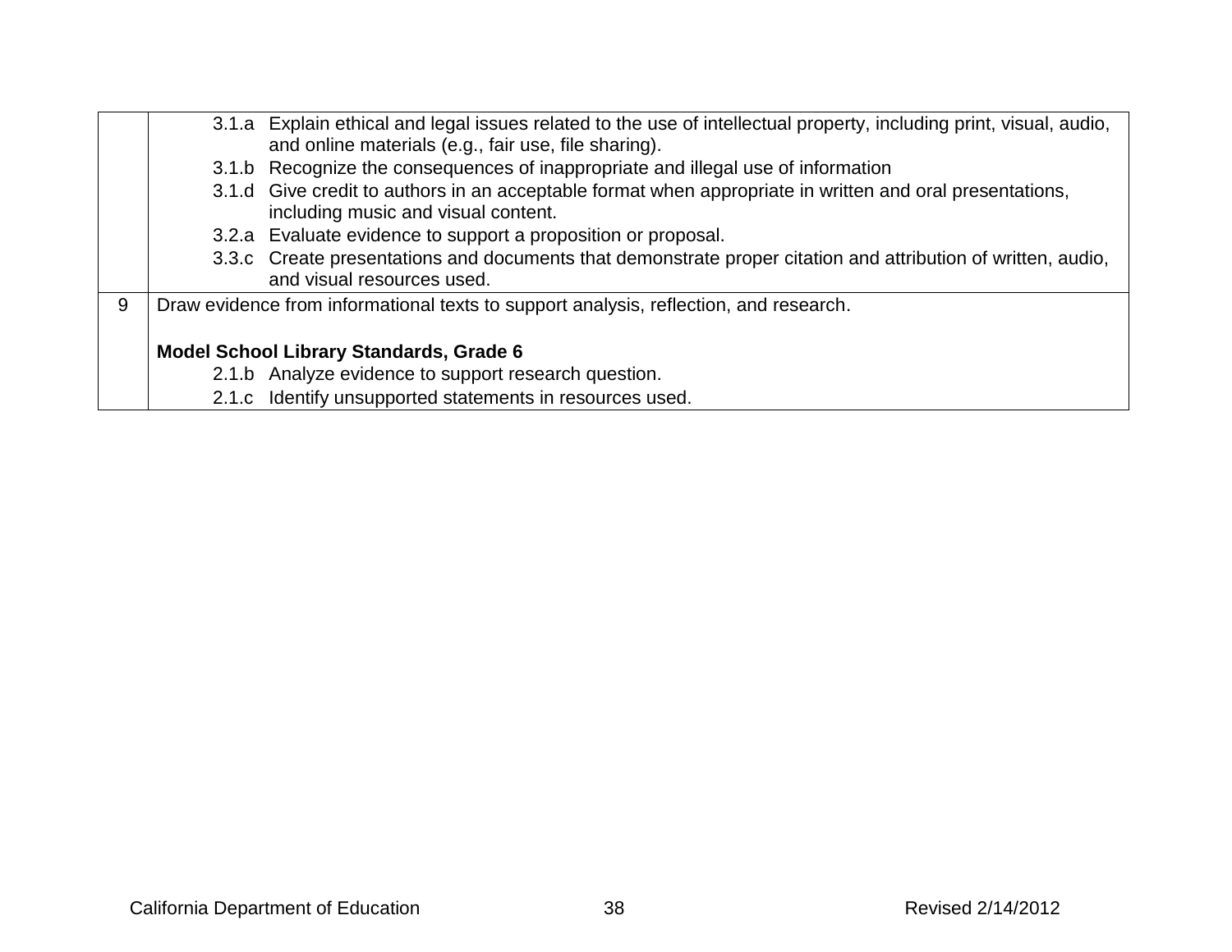| | |
|---|---|
| | 3.1.a Explain ethical and legal issues related to the use of intellectual property, including print, visual, audio, and online materials (e.g., fair use, file sharing).<br>3.1.b Recognize the consequences of inappropriate and illegal use of information<br>3.1.d Give credit to authors in an acceptable format when appropriate in written and oral presentations, including music and visual content.<br>3.2.a Evaluate evidence to support a proposition or proposal.<br>3.3.c Create presentations and documents that demonstrate proper citation and attribution of written, audio, and visual resources used. |
| 9 | Draw evidence from informational texts to support analysis, reflection, and research.<br><br>**Model School Library Standards, Grade 6**<br>2.1.b Analyze evidence to support research question.<br>2.1.c Identify unsupported statements in resources used. |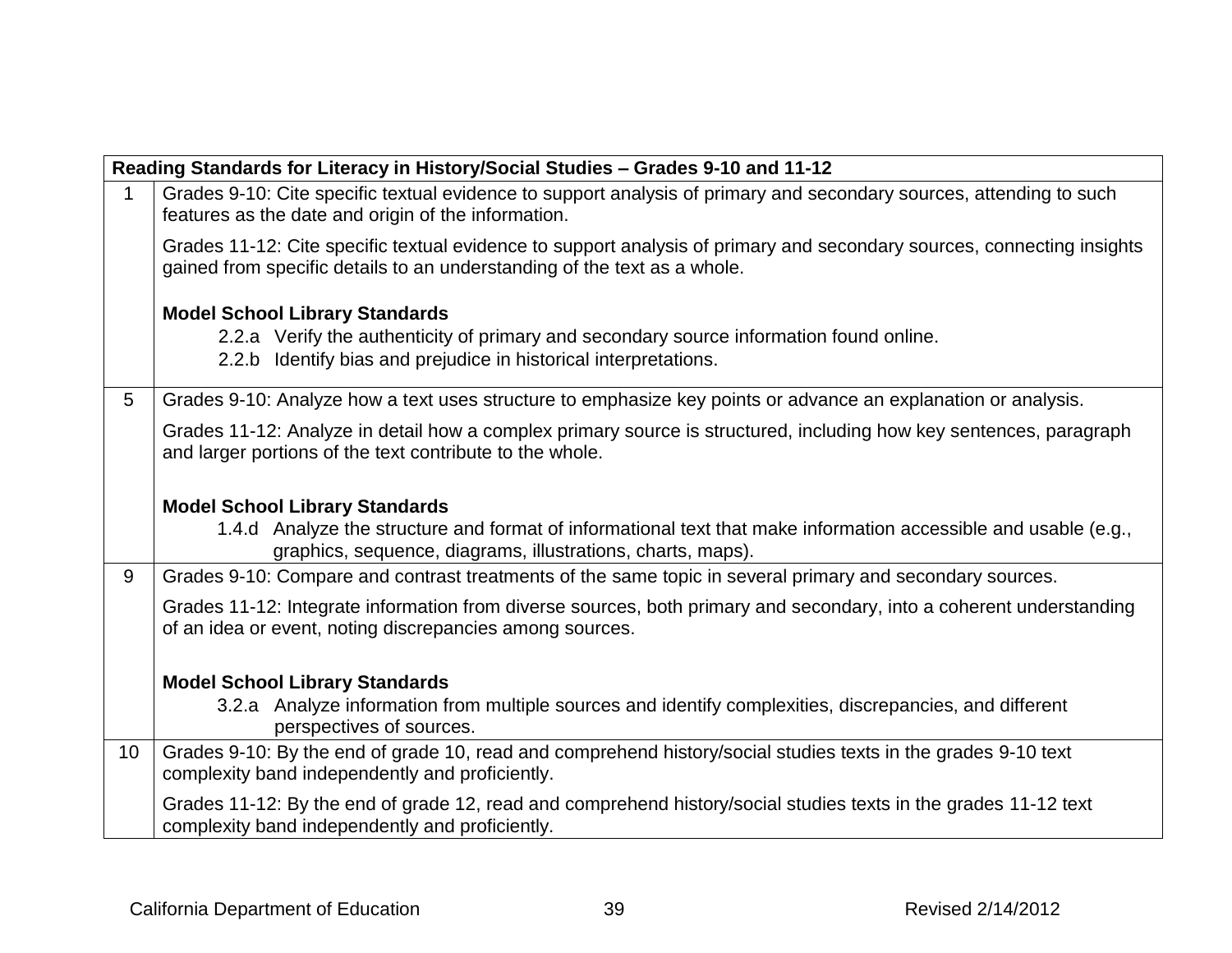| Reading Standards for Literacy in History/Social Studies – Grades 9-10 and 11-12 | |
|---|---|
| 1 | Grades 9-10: Cite specific textual evidence to support analysis of primary and secondary sources, attending to such features as the date and origin of the information.<br><br>Grades 11-12: Cite specific textual evidence to support analysis of primary and secondary sources, connecting insights gained from specific details to an understanding of the text as a whole.<br><br>**Model School Library Standards**<br>2.2.a Verify the authenticity of primary and secondary source information found online.<br>2.2.b Identify bias and prejudice in historical interpretations. |
| 5 | Grades 9-10: Analyze how a text uses structure to emphasize key points or advance an explanation or analysis.<br><br>Grades 11-12: Analyze in detail how a complex primary source is structured, including how key sentences, paragraph and larger portions of the text contribute to the whole.<br><br>**Model School Library Standards**<br>1.4.d Analyze the structure and format of informational text that make information accessible and usable (e.g., graphics, sequence, diagrams, illustrations, charts, maps). |
| 9 | Grades 9-10: Compare and contrast treatments of the same topic in several primary and secondary sources.<br><br>Grades 11-12: Integrate information from diverse sources, both primary and secondary, into a coherent understanding of an idea or event, noting discrepancies among sources.<br><br>**Model School Library Standards**<br>3.2.a Analyze information from multiple sources and identify complexities, discrepancies, and different perspectives of sources. |
| 10 | Grades 9-10: By the end of grade 10, read and comprehend history/social studies texts in the grades 9-10 text complexity band independently and proficiently.<br><br>Grades 11-12: By the end of grade 12, read and comprehend history/social studies texts in the grades 11-12 text complexity band independently and proficiently. |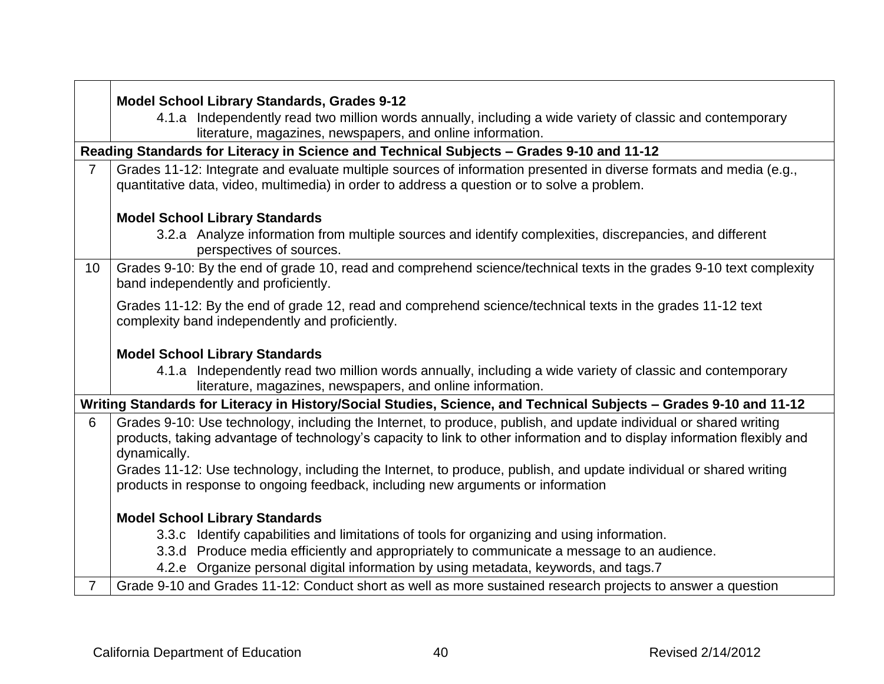| | |
|---|---|
| | **Model School Library Standards, Grades 9-12**<br>4.1.a Independently read two million words annually, including a wide variety of classic and contemporary literature, magazines, newspapers, and online information. |
| **Reading Standards for Literacy in Science and Technical Subjects – Grades 9-10 and 11-12** | |
| 7 | Grades 11-12: Integrate and evaluate multiple sources of information presented in diverse formats and media (e.g., quantitative data, video, multimedia) in order to address a question or to solve a problem.<br><br>**Model School Library Standards**<br>3.2.a Analyze information from multiple sources and identify complexities, discrepancies, and different perspectives of sources. |
| 10 | Grades 9-10: By the end of grade 10, read and comprehend science/technical texts in the grades 9-10 text complexity band independently and proficiently.<br><br>Grades 11-12: By the end of grade 12, read and comprehend science/technical texts in the grades 11-12 text complexity band independently and proficiently.<br><br>**Model School Library Standards**<br>4.1.a Independently read two million words annually, including a wide variety of classic and contemporary literature, magazines, newspapers, and online information. |
| **Writing Standards for Literacy in History/Social Studies, Science, and Technical Subjects – Grades 9-10 and 11-12** | |
| 6 | Grades 9-10: Use technology, including the Internet, to produce, publish, and update individual or shared writing products, taking advantage of technology's capacity to link to other information and to display information flexibly and dynamically.<br>Grades 11-12: Use technology, including the Internet, to produce, publish, and update individual or shared writing products in response to ongoing feedback, including new arguments or information<br><br>**Model School Library Standards**<br>3.3.c Identify capabilities and limitations of tools for organizing and using information.<br>3.3.d Produce media efficiently and appropriately to communicate a message to an audience.<br>4.2.e Organize personal digital information by using metadata, keywords, and tags.7 |
| 7 | Grade 9-10 and Grades 11-12: Conduct short as well as more sustained research projects to answer a question |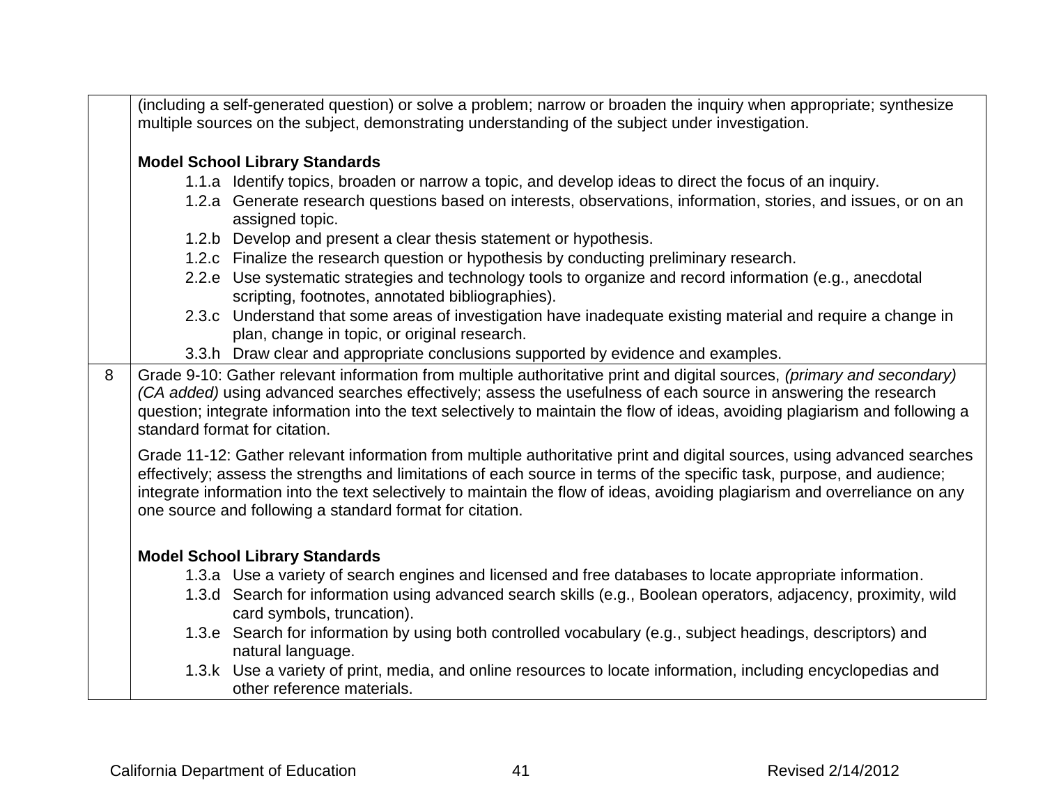| | |
|---|---|
| | (including a self-generated question) or solve a problem; narrow or broaden the inquiry when appropriate; synthesize multiple sources on the subject, demonstrating understanding of the subject under investigation.<br><br>**Model School Library Standards**<br>1.1.a Identify topics, broaden or narrow a topic, and develop ideas to direct the focus of an inquiry.<br>1.2.a Generate research questions based on interests, observations, information, stories, and issues, or on an assigned topic.<br>1.2.b Develop and present a clear thesis statement or hypothesis.<br>1.2.c Finalize the research question or hypothesis by conducting preliminary research.<br>2.2.e Use systematic strategies and technology tools to organize and record information (e.g., anecdotal scripting, footnotes, annotated bibliographies).<br>2.3.c Understand that some areas of investigation have inadequate existing material and require a change in plan, change in topic, or original research.<br>3.3.h Draw clear and appropriate conclusions supported by evidence and examples. |
| 8 | Grade 9-10: Gather relevant information from multiple authoritative print and digital sources, *(primary and secondary) (CA added)* using advanced searches effectively; assess the usefulness of each source in answering the research question; integrate information into the text selectively to maintain the flow of ideas, avoiding plagiarism and following a standard format for citation.<br><br>Grade 11-12: Gather relevant information from multiple authoritative print and digital sources, using advanced searches effectively; assess the strengths and limitations of each source in terms of the specific task, purpose, and audience; integrate information into the text selectively to maintain the flow of ideas, avoiding plagiarism and overreliance on any one source and following a standard format for citation.<br><br>**Model School Library Standards**<br>1.3.a Use a variety of search engines and licensed and free databases to locate appropriate information.<br>1.3.d Search for information using advanced search skills (e.g., Boolean operators, adjacency, proximity, wild card symbols, truncation).<br>1.3.e Search for information by using both controlled vocabulary (e.g., subject headings, descriptors) and natural language.<br>1.3.k Use a variety of print, media, and online resources to locate information, including encyclopedias and other reference materials. |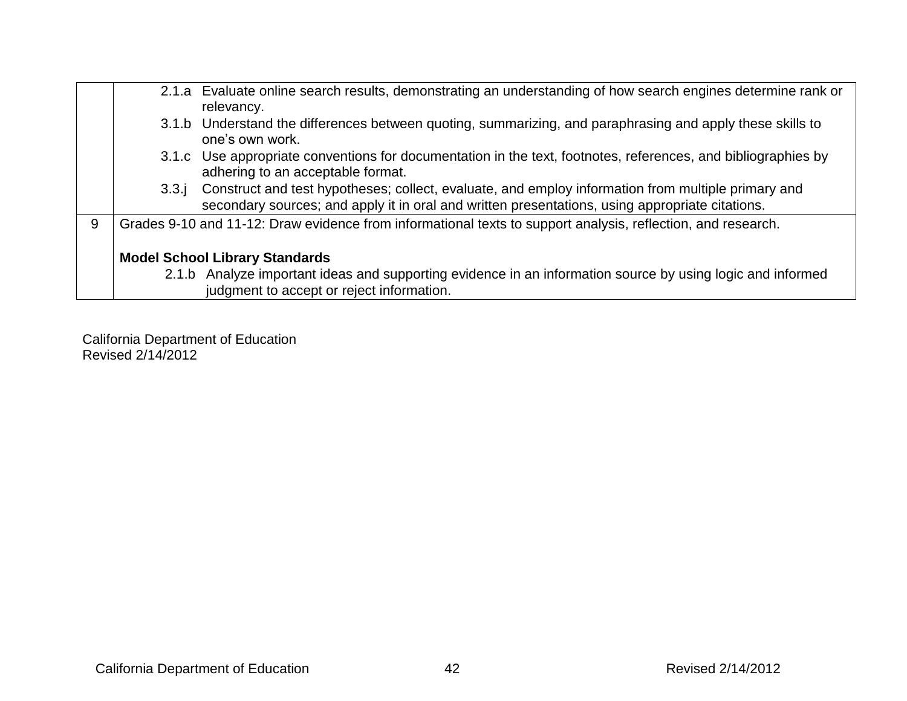| | |
|---|---|
| | 2.1.a Evaluate online search results, demonstrating an understanding of how search engines determine rank or relevancy.<br>3.1.b Understand the differences between quoting, summarizing, and paraphrasing and apply these skills to one's own work.<br>3.1.c Use appropriate conventions for documentation in the text, footnotes, references, and bibliographies by adhering to an acceptable format.<br>3.3.j Construct and test hypotheses; collect, evaluate, and employ information from multiple primary and secondary sources; and apply it in oral and written presentations, using appropriate citations. |
| 9 | Grades 9-10 and 11-12: Draw evidence from informational texts to support analysis, reflection, and research.<br><br>**Model School Library Standards**<br>2.1.b Analyze important ideas and supporting evidence in an information source by using logic and informed judgment to accept or reject information. |

California Department of Education
Revised 2/14/2012